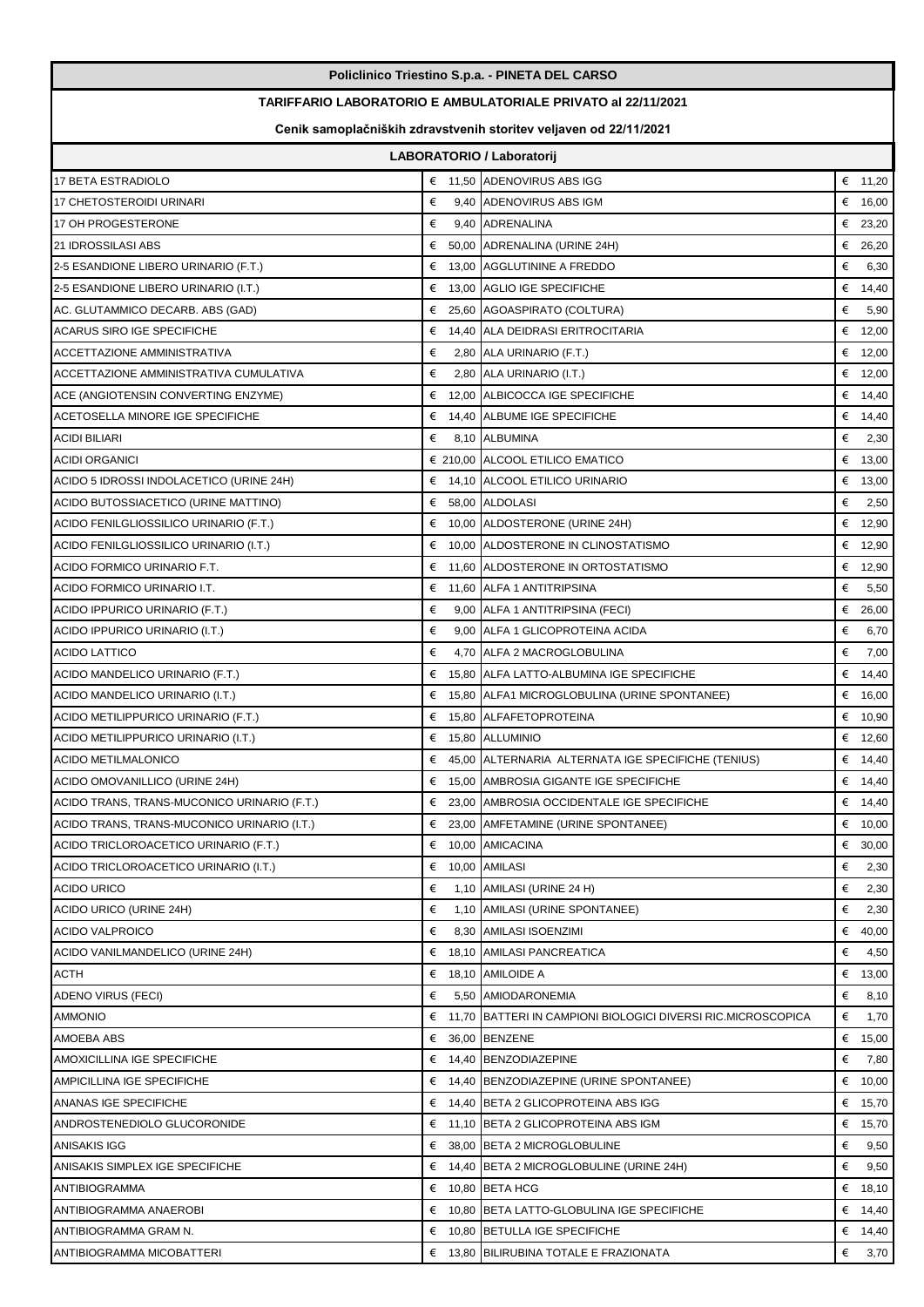**Policlinico Triestino S.p.a. - PINETA DEL CARSO**

**TARIFFARIO LABORATORIO E AMBULATORIALE PRIVATO al 22/11/2021**

**Cenik samoplačniških zdravstvenih storitev veljaven od 22/11/2021**

**LABORATORIO / Laboratorij**

| | | | |
|---|---|---|---|
| 17 BETA ESTRADIOLO | € 11,50 | ADENOVIRUS ABS IGG | € 11,20 |
| 17 CHETOSTEROIDI URINARI | € 9,40 | ADENOVIRUS ABS IGM | € 16,00 |
| 17 OH PROGESTERONE | € 9,40 | ADRENALINA | € 23,20 |
| 21 IDROSSILASI ABS | € 50,00 | ADRENALINA (URINE 24H) | € 26,20 |
| 2-5 ESANDIONE LIBERO URINARIO (F.T.) | € 13,00 | AGGLUTININE A FREDDO | € 6,30 |
| 2-5 ESANDIONE LIBERO URINARIO (I.T.) | € 13,00 | AGLIO IGE SPECIFICHE | € 14,40 |
| AC. GLUTAMMICO DECARB. ABS (GAD) | € 25,60 | AGOASPIRATO (COLTURA) | € 5,90 |
| ACARUS SIRO IGE SPECIFICHE | € 14,40 | ALA DEIDRASI ERITROCITARIA | € 12,00 |
| ACCETTAZIONE AMMINISTRATIVA | € 2,80 | ALA URINARIO (F.T.) | € 12,00 |
| ACCETTAZIONE AMMINISTRATIVA CUMULATIVA | € 2,80 | ALA URINARIO (I.T.) | € 12,00 |
| ACE (ANGIOTENSIN CONVERTING ENZYME) | € 12,00 | ALBICOCCA IGE SPECIFICHE | € 14,40 |
| ACETOSELLA MINORE IGE SPECIFICHE | € 14,40 | ALBUME IGE SPECIFICHE | € 14,40 |
| ACIDI BILIARI | € 8,10 | ALBUMINA | € 2,30 |
| ACIDI ORGANICI | € 210,00 | ALCOOL ETILICO EMATICO | € 13,00 |
| ACIDO 5 IDROSSI INDOLACETICO (URINE 24H) | € 14,10 | ALCOOL ETILICO URINARIO | € 13,00 |
| ACIDO BUTOSSIACETICO (URINE MATTINO) | € 58,00 | ALDOLASI | € 2,50 |
| ACIDO FENILGLIOSSILICO URINARIO (F.T.) | € 10,00 | ALDOSTERONE (URINE 24H) | € 12,90 |
| ACIDO FENILGLIOSSILICO URINARIO (I.T.) | € 10,00 | ALDOSTERONE IN CLINOSTATISMO | € 12,90 |
| ACIDO FORMICO URINARIO F.T. | € 11,60 | ALDOSTERONE IN ORTOSTATISMO | € 12,90 |
| ACIDO FORMICO URINARIO I.T. | € 11,60 | ALFA 1 ANTITRIPSINA | € 5,50 |
| ACIDO IPPURICO URINARIO (F.T.) | € 9,00 | ALFA 1 ANTITRIPSINA (FECI) | € 26,00 |
| ACIDO IPPURICO URINARIO (I.T.) | € 9,00 | ALFA 1 GLICOPROTEINA ACIDA | € 6,70 |
| ACIDO LATTICO | € 4,70 | ALFA 2 MACROGLOBULINA | € 7,00 |
| ACIDO MANDELICO URINARIO (F.T.) | € 15,80 | ALFA LATTO-ALBUMINA IGE SPECIFICHE | € 14,40 |
| ACIDO MANDELICO URINARIO (I.T.) | € 15,80 | ALFA1 MICROGLOBULINA (URINE SPONTANEE) | € 16,00 |
| ACIDO METILIPPURICO URINARIO (F.T.) | € 15,80 | ALFAFETOPROTEINA | € 10,90 |
| ACIDO METILIPPURICO URINARIO (I.T.) | € 15,80 | ALLUMINIO | € 12,60 |
| ACIDO METILMALONICO | € 45,00 | ALTERNARIA ALTERNATA IGE SPECIFICHE (TENIUS) | € 14,40 |
| ACIDO OMOVANILLICO (URINE 24H) | € 15,00 | AMBROSIA GIGANTE IGE SPECIFICHE | € 14,40 |
| ACIDO TRANS, TRANS-MUCONICO URINARIO (F.T.) | € 23,00 | AMBROSIA OCCIDENTALE IGE SPECIFICHE | € 14,40 |
| ACIDO TRANS, TRANS-MUCONICO URINARIO (I.T.) | € 23,00 | AMFETAMINE (URINE SPONTANEE) | € 10,00 |
| ACIDO TRICLOROACETICO URINARIO (F.T.) | € 10,00 | AMICACINA | € 30,00 |
| ACIDO TRICLOROACETICO URINARIO (I.T.) | € 10,00 | AMILASI | € 2,30 |
| ACIDO URICO | € 1,10 | AMILASI (URINE 24 H) | € 2,30 |
| ACIDO URICO (URINE 24H) | € 1,10 | AMILASI (URINE SPONTANEE) | € 2,30 |
| ACIDO VALPROICO | € 8,30 | AMILASI ISOENZIMI | € 40,00 |
| ACIDO VANILMANDELICO (URINE 24H) | € 18,10 | AMILASI PANCREATICA | € 4,50 |
| ACTH | € 18,10 | AMILOIDE A | € 13,00 |
| ADENO VIRUS (FECI) | € 5,50 | AMIODARONEMIA | € 8,10 |
| AMMONIO | € 11,70 | BATTERI IN CAMPIONI BIOLOGICI DIVERSI RIC.MICROSCOPICA | € 1,70 |
| AMOEBA ABS | € 36,00 | BENZENE | € 15,00 |
| AMOXICILLINA IGE SPECIFICHE | € 14,40 | BENZODIAZEPINE | € 7,80 |
| AMPICILLINA IGE SPECIFICHE | € 14,40 | BENZODIAZEPINE (URINE SPONTANEE) | € 10,00 |
| ANANAS IGE SPECIFICHE | € 14,40 | BETA 2 GLICOPROTEINA ABS IGG | € 15,70 |
| ANDROSTENEDIOLO GLUCORONIDE | € 11,10 | BETA 2 GLICOPROTEINA ABS IGM | € 15,70 |
| ANISAKIS IGG | € 38,00 | BETA 2 MICROGLOBULINE | € 9,50 |
| ANISAKIS SIMPLEX IGE SPECIFICHE | € 14,40 | BETA 2 MICROGLOBULINE (URINE 24H) | € 9,50 |
| ANTIBIOGRAMMA | € 10,80 | BETA HCG | € 18,10 |
| ANTIBIOGRAMMA ANAEROBI | € 10,80 | BETA LATTO-GLOBULINA IGE SPECIFICHE | € 14,40 |
| ANTIBIOGRAMMA GRAM N. | € 10,80 | BETULLA IGE SPECIFICHE | € 14,40 |
| ANTIBIOGRAMMA MICOBATTERI | € 13,80 | BILIRUBINA TOTALE E FRAZIONATA | € 3,70 |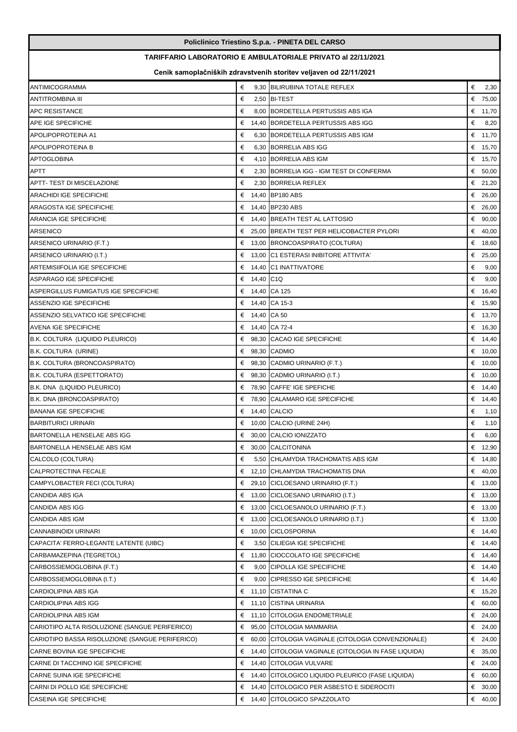**Policlinico Triestino S.p.a. - PINETA DEL CARSO**

**TARIFFARIO LABORATORIO E AMBULATORIALE PRIVATO al 22/11/2021**

**Cenik samoplačniških zdravstvenih storitev veljaven od 22/11/2021**

| | | | |
|---|---|---|---|
| ANTIMICOGRAMMA | € 9,30 | BILIRUBINA TOTALE REFLEX | € 2,30 |
| ANTITROMBINA III | € 2,50 | BI-TEST | € 75,00 |
| APC RESISTANCE | € 8,00 | BORDETELLA PERTUSSIS ABS IGA | € 11,70 |
| APE IGE SPECIFICHE | € 14,40 | BORDETELLA PERTUSSIS ABS IGG | € 8,20 |
| APOLIPOPROTEINA A1 | € 6,30 | BORDETELLA PERTUSSIS ABS IGM | € 11,70 |
| APOLIPOPROTEINA B | € 6,30 | BORRELIA ABS IGG | € 15,70 |
| APTOGLOBINA | € 4,10 | BORRELIA ABS IGM | € 15,70 |
| APTT | € 2,30 | BORRELIA IGG - IGM TEST DI CONFERMA | € 50,00 |
| APTT- TEST DI MISCELAZIONE | € 2,30 | BORRELIA REFLEX | € 21,20 |
| ARACHIDI IGE SPECIFICHE | € 14,40 | BP180 ABS | € 26,00 |
| ARAGOSTA IGE SPECIFICHE | € 14,40 | BP230 ABS | € 26,00 |
| ARANCIA IGE SPECIFICHE | € 14,40 | BREATH TEST AL LATTOSIO | € 90,00 |
| ARSENICO | € 25,00 | BREATH TEST PER HELICOBACTER PYLORI | € 40,00 |
| ARSENICO URINARIO (F.T.) | € 13,00 | BRONCOASPIRATO (COLTURA) | € 18,60 |
| ARSENICO URINARIO (I.T.) | € 13,00 | C1 ESTERASI INIBITORE ATTIVITA' | € 25,00 |
| ARTEMISIIFOLIA IGE SPECIFICHE | € 14,40 | C1 INATTIVATORE | € 9,00 |
| ASPARAGO IGE SPECIFICHE | € 14,40 | C1Q | € 9,00 |
| ASPERGILLUS FUMIGATUS IGE SPECIFICHE | € 14,40 | CA 125 | € 16,40 |
| ASSENZIO IGE SPECIFICHE | € 14,40 | CA 15-3 | € 15,90 |
| ASSENZIO SELVATICO IGE SPECIFICHE | € 14,40 | CA 50 | € 13,70 |
| AVENA IGE SPECIFICHE | € 14,40 | CA 72-4 | € 16,30 |
| B.K. COLTURA (LIQUIDO PLEURICO) | € 98,30 | CACAO IGE SPECIFICHE | € 14,40 |
| B.K. COLTURA (URINE) | € 98,30 | CADMIO | € 10,00 |
| B.K. COLTURA (BRONCOASPIRATO) | € 98,30 | CADMIO URINARIO (F.T.) | € 10,00 |
| B.K. COLTURA (ESPETTORATO) | € 98,30 | CADMIO URINARIO (I.T.) | € 10,00 |
| B.K. DNA (LIQUIDO PLEURICO) | € 78,90 | CAFFE' IGE SPEFICHE | € 14,40 |
| B.K. DNA (BRONCOASPIRATO) | € 78,90 | CALAMARO IGE SPECIFICHE | € 14,40 |
| BANANA IGE SPECIFICHE | € 14,40 | CALCIO | € 1,10 |
| BARBITURICI URINARI | € 10,00 | CALCIO (URINE 24H) | € 1,10 |
| BARTONELLA HENSELAE ABS IGG | € 30,00 | CALCIO IONIZZATO | € 6,00 |
| BARTONELLA HENSELAE ABS IGM | € 30,00 | CALCITONINA | € 12,90 |
| CALCOLO (COLTURA) | € 5,50 | CHLAMYDIA TRACHOMATIS ABS IGM | € 14,80 |
| CALPROTECTINA FECALE | € 12,10 | CHLAMYDIA TRACHOMATIS DNA | € 40,00 |
| CAMPYLOBACTER FECI (COLTURA) | € 29,10 | CICLOESANO URINARIO (F.T.) | € 13,00 |
| CANDIDA ABS IGA | € 13,00 | CICLOESANO URINARIO (I.T.) | € 13,00 |
| CANDIDA ABS IGG | € 13,00 | CICLOESANOLO URINARIO (F.T.) | € 13,00 |
| CANDIDA ABS IGM | € 13,00 | CICLOESANOLO URINARIO (I.T.) | € 13,00 |
| CANNABINOIDI URINARI | € 10,00 | CICLOSPORINA | € 14,40 |
| CAPACITA' FERRO-LEGANTE LATENTE (UIBC) | € 3,50 | CILIEGIA IGE SPECIFICHE | € 14,40 |
| CARBAMAZEPINA (TEGRETOL) | € 11,80 | CIOCCOLATO IGE SPECIFICHE | € 14,40 |
| CARBOSSIEMOGLOBINA (F.T.) | € 9,00 | CIPOLLA IGE SPECIFICHE | € 14,40 |
| CARBOSSIEMOGLOBINA (I.T.) | € 9,00 | CIPRESSO IGE SPECIFICHE | € 14,40 |
| CARDIOLIPINA ABS IGA | € 11,10 | CISTATINA C | € 15,20 |
| CARDIOLIPINA ABS IGG | € 11,10 | CISTINA URINARIA | € 60,00 |
| CARDIOLIPINA ABS IGM | € 11,10 | CITOLOGIA ENDOMETRIALE | € 24,00 |
| CARIOTIPO ALTA RISOLUZIONE (SANGUE PERIFERICO) | € 95,00 | CITOLOGIA MAMMARIA | € 24,00 |
| CARIOTIPO BASSA RISOLUZIONE (SANGUE PERIFERICO) | € 60,00 | CITOLOGIA VAGINALE (CITOLOGIA CONVENZIONALE) | € 24,00 |
| CARNE BOVINA IGE SPECIFICHE | € 14,40 | CITOLOGIA VAGINALE (CITOLOGIA IN FASE LIQUIDA) | € 35,00 |
| CARNE DI TACCHINO IGE SPECIFICHE | € 14,40 | CITOLOGIA VULVARE | € 24,00 |
| CARNE SUINA IGE SPECIFICHE | € 14,40 | CITOLOGICO LIQUIDO PLEURICO (FASE LIQUIDA) | € 60,00 |
| CARNI DI POLLO IGE SPECIFICHE | € 14,40 | CITOLOGICO PER ASBESTO E SIDEROCITI | € 30,00 |
| CASEINA IGE SPECIFICHE | € 14,40 | CITOLOGICO SPAZZOLATO | € 40,00 |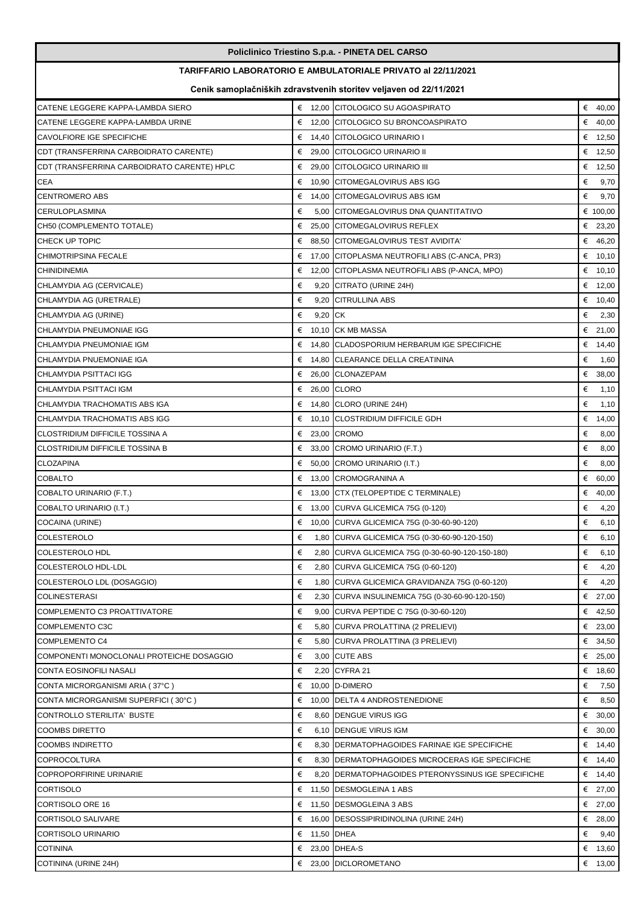**Policlinico Triestino S.p.a. - PINETA DEL CARSO**

**TARIFFARIO LABORATORIO E AMBULATORIALE PRIVATO al 22/11/2021**

**Cenik samoplačniških zdravstvenih storitev veljaven od 22/11/2021**

| | | | |
|---|---|---|---|
| CATENE LEGGERE KAPPA-LAMBDA SIERO | € 12,00 | CITOLOGICO SU AGOASPIRATO | € 40,00 |
| CATENE LEGGERE KAPPA-LAMBDA URINE | € 12,00 | CITOLOGICO SU BRONCOASPIRATO | € 40,00 |
| CAVOLFIORE IGE SPECIFICHE | € 14,40 | CITOLOGICO URINARIO I | € 12,50 |
| CDT (TRANSFERRINA CARBOIDRATO CARENTE) | € 29,00 | CITOLOGICO URINARIO II | € 12,50 |
| CDT (TRANSFERRINA CARBOIDRATO CARENTE) HPLC | € 29,00 | CITOLOGICO URINARIO III | € 12,50 |
| CEA | € 10,90 | CITOMEGALOVIRUS ABS IGG | € 9,70 |
| CENTROMERO ABS | € 14,00 | CITOMEGALOVIRUS ABS IGM | € 9,70 |
| CERULOPLASMINA | € 5,00 | CITOMEGALOVIRUS DNA QUANTITATIVO | € 100,00 |
| CH50 (COMPLEMENTO TOTALE) | € 25,00 | CITOMEGALOVIRUS REFLEX | € 23,20 |
| CHECK UP TOPIC | € 88,50 | CITOMEGALOVIRUS TEST AVIDITA' | € 46,20 |
| CHIMOTRIPSINA FECALE | € 17,00 | CITOPLASMA NEUTROFILI ABS (C-ANCA, PR3) | € 10,10 |
| CHINIDINEMIA | € 12,00 | CITOPLASMA NEUTROFILI ABS (P-ANCA, MPO) | € 10,10 |
| CHLAMYDIA AG (CERVICALE) | € 9,20 | CITRATO (URINE 24H) | € 12,00 |
| CHLAMYDIA AG (URETRALE) | € 9,20 | CITRULLINA ABS | € 10,40 |
| CHLAMYDIA AG (URINE) | € 9,20 | CK | € 2,30 |
| CHLAMYDIA PNEUMONIAE IGG | € 10,10 | CK MB MASSA | € 21,00 |
| CHLAMYDIA PNEUMONIAE IGM | € 14,80 | CLADOSPORIUM HERBARUM IGE SPECIFICHE | € 14,40 |
| CHLAMYDIA PNUEMONIAE IGA | € 14,80 | CLEARANCE DELLA CREATININA | € 1,60 |
| CHLAMYDIA PSITTACI IGG | € 26,00 | CLONAZEPAM | € 38,00 |
| CHLAMYDIA PSITTACI IGM | € 26,00 | CLORO | € 1,10 |
| CHLAMYDIA TRACHOMATIS ABS IGA | € 14,80 | CLORO (URINE 24H) | € 1,10 |
| CHLAMYDIA TRACHOMATIS ABS IGG | € 10,10 | CLOSTRIDIUM DIFFICILE GDH | € 14,00 |
| CLOSTRIDIUM DIFFICILE TOSSINA A | € 23,00 | CROMO | € 8,00 |
| CLOSTRIDIUM DIFFICILE TOSSINA B | € 33,00 | CROMO URINARIO (F.T.) | € 8,00 |
| CLOZAPINA | € 50,00 | CROMO URINARIO (I.T.) | € 8,00 |
| COBALTO | € 13,00 | CROMOGRANINA A | € 60,00 |
| COBALTO URINARIO (F.T.) | € 13,00 | CTX (TELOPEPTIDE C TERMINALE) | € 40,00 |
| COBALTO URINARIO (I.T.) | € 13,00 | CURVA GLICEMICA 75G (0-120) | € 4,20 |
| COCAINA (URINE) | € 10,00 | CURVA GLICEMICA 75G (0-30-60-90-120) | € 6,10 |
| COLESTEROLO | € 1,80 | CURVA GLICEMICA 75G (0-30-60-90-120-150) | € 6,10 |
| COLESTEROLO HDL | € 2,80 | CURVA GLICEMICA 75G (0-30-60-90-120-150-180) | € 6,10 |
| COLESTEROLO HDL-LDL | € 2,80 | CURVA GLICEMICA 75G (0-60-120) | € 4,20 |
| COLESTEROLO LDL (DOSAGGIO) | € 1,80 | CURVA GLICEMICA GRAVIDANZA 75G (0-60-120) | € 4,20 |
| COLINESTERASI | € 2,30 | CURVA INSULINEMICA 75G (0-30-60-90-120-150) | € 27,00 |
| COMPLEMENTO C3 PROATTIVATORE | € 9,00 | CURVA PEPTIDE C 75G (0-30-60-120) | € 42,50 |
| COMPLEMENTO C3C | € 5,80 | CURVA PROLATTINA (2 PRELIEVI) | € 23,00 |
| COMPLEMENTO C4 | € 5,80 | CURVA PROLATTINA (3 PRELIEVI) | € 34,50 |
| COMPONENTI MONOCLONALI PROTEICHE DOSAGGIO | € 3,00 | CUTE ABS | € 25,00 |
| CONTA EOSINOFILI NASALI | € 2,20 | CYFRA 21 | € 18,60 |
| CONTA MICRORGANISMI ARIA ( 37°C ) | € 10,00 | D-DIMERO | € 7,50 |
| CONTA MICRORGANISMI SUPERFICI ( 30°C ) | € 10,00 | DELTA 4 ANDROSTENEDIONE | € 8,50 |
| CONTROLLO STERILITA' BUSTE | € 8,60 | DENGUE VIRUS IGG | € 30,00 |
| COOMBS DIRETTO | € 6,10 | DENGUE VIRUS IGM | € 30,00 |
| COOMBS INDIRETTO | € 8,30 | DERMATOPHAGOIDES FARINAE IGE SPECIFICHE | € 14,40 |
| COPROCOLTURA | € 8,30 | DERMATOPHAGOIDES MICROCERAS IGE SPECIFICHE | € 14,40 |
| COPROPORFIRINE URINARIE | € 8,20 | DERMATOPHAGOIDES PTERONYSSINUS IGE SPECIFICHE | € 14,40 |
| CORTISOLO | € 11,50 | DESMOGLEINA 1 ABS | € 27,00 |
| CORTISOLO ORE 16 | € 11,50 | DESMOGLEINA 3 ABS | € 27,00 |
| CORTISOLO SALIVARE | € 16,00 | DESOSSIPIRIDINOLINA (URINE 24H) | € 28,00 |
| CORTISOLO URINARIO | € 11,50 | DHEA | € 9,40 |
| COTININA | € 23,00 | DHEA-S | € 13,60 |
| COTININA (URINE 24H) | € 23,00 | DICLOROMETANO | € 13,00 |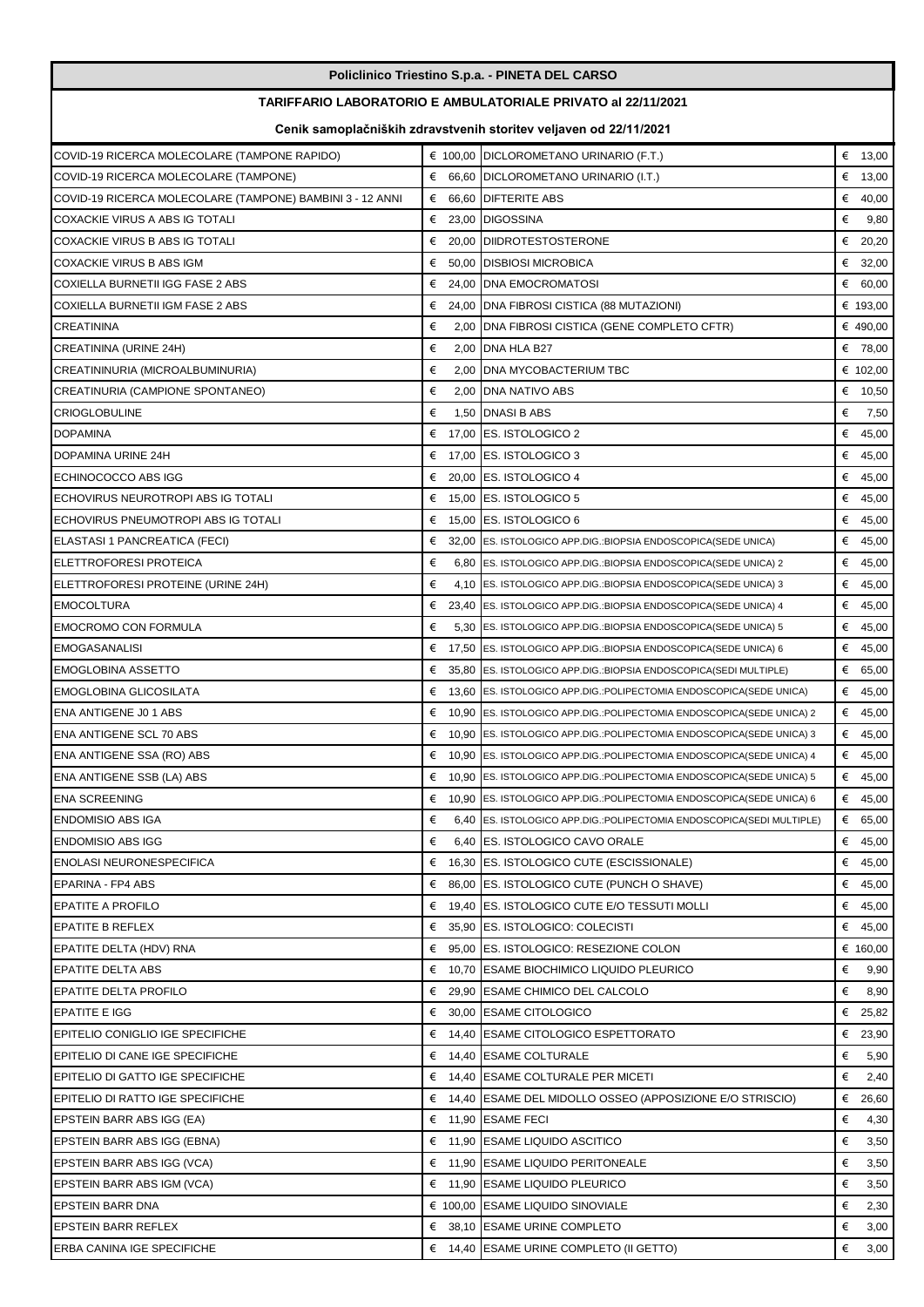| Policlinico Triestino S.p.a. - PINETA DEL CARSO | | | |
|---|---|---|---|
| **TARIFFARIO LABORATORIO E AMBULATORIALE PRIVATO al 22/11/2021** | | | |
| **Cenik samoplačniških zdravstvenih storitev veljaven od 22/11/2021** | | | |
| COVID-19 RICERCA MOLECOLARE (TAMPONE RAPIDO) | € 100,00 | DICLOROMETANO URINARIO (F.T.) | € 13,00 |
| COVID-19 RICERCA MOLECOLARE (TAMPONE) | € 66,60 | DICLOROMETANO URINARIO (I.T.) | € 13,00 |
| COVID-19 RICERCA MOLECOLARE (TAMPONE) BAMBINI 3 - 12 ANNI | € 66,60 | DIFTERITE ABS | € 40,00 |
| COXACKIE VIRUS A ABS IG TOTALI | € 23,00 | DIGOSSINA | € 9,80 |
| COXACKIE VIRUS B ABS IG TOTALI | € 20,00 | DIIDROTESTOSTERONE | € 20,20 |
| COXACKIE VIRUS B ABS IGM | € 50,00 | DISBIOSI MICROBICA | € 32,00 |
| COXIELLA BURNETII IGG FASE 2 ABS | € 24,00 | DNA EMOCROMATOSI | € 60,00 |
| COXIELLA BURNETII IGM FASE 2 ABS | € 24,00 | DNA FIBROSI CISTICA (88 MUTAZIONI) | € 193,00 |
| CREATININA | € 2,00 | DNA FIBROSI CISTICA (GENE COMPLETO CFTR) | € 490,00 |
| CREATININA (URINE 24H) | € 2,00 | DNA HLA B27 | € 78,00 |
| CREATININURIA (MICROALBUMINURIA) | € 2,00 | DNA MYCOBACTERIUM TBC | € 102,00 |
| CREATINURIA (CAMPIONE SPONTANEO) | € 2,00 | DNA NATIVO ABS | € 10,50 |
| CRIOGLOBULINE | € 1,50 | DNASI B ABS | € 7,50 |
| DOPAMINA | € 17,00 | ES. ISTOLOGICO 2 | € 45,00 |
| DOPAMINA URINE 24H | € 17,00 | ES. ISTOLOGICO 3 | € 45,00 |
| ECHINOCOCCO ABS IGG | € 20,00 | ES. ISTOLOGICO 4 | € 45,00 |
| ECHOVIRUS NEUROTROPI ABS IG TOTALI | € 15,00 | ES. ISTOLOGICO 5 | € 45,00 |
| ECHOVIRUS PNEUMOTROPI ABS IG TOTALI | € 15,00 | ES. ISTOLOGICO 6 | € 45,00 |
| ELASTASI 1 PANCREATICA (FECI) | € 32,00 | ES. ISTOLOGICO APP.DIG.:BIOPSIA ENDOSCOPICA(SEDE UNICA) | € 45,00 |
| ELETTROFORESI PROTEICA | € 6,80 | ES. ISTOLOGICO APP.DIG.:BIOPSIA ENDOSCOPICA(SEDE UNICA) 2 | € 45,00 |
| ELETTROFORESI PROTEINE (URINE 24H) | € 4,10 | ES. ISTOLOGICO APP.DIG.:BIOPSIA ENDOSCOPICA(SEDE UNICA) 3 | € 45,00 |
| EMOCOLTURA | € 23,40 | ES. ISTOLOGICO APP.DIG.:BIOPSIA ENDOSCOPICA(SEDE UNICA) 4 | € 45,00 |
| EMOCROMO CON FORMULA | € 5,30 | ES. ISTOLOGICO APP.DIG.:BIOPSIA ENDOSCOPICA(SEDE UNICA) 5 | € 45,00 |
| EMOGASANALISI | € 17,50 | ES. ISTOLOGICO APP.DIG.:BIOPSIA ENDOSCOPICA(SEDE UNICA) 6 | € 45,00 |
| EMOGLOBINA ASSETTO | € 35,80 | ES. ISTOLOGICO APP.DIG.:BIOPSIA ENDOSCOPICA(SEDI MULTIPLE) | € 65,00 |
| EMOGLOBINA GLICOSILATA | € 13,60 | ES. ISTOLOGICO APP.DIG.:POLIPECTOMIA ENDOSCOPICA(SEDE UNICA) | € 45,00 |
| ENA ANTIGENE J0 1 ABS | € 10,90 | ES. ISTOLOGICO APP.DIG.:POLIPECTOMIA ENDOSCOPICA(SEDE UNICA) 2 | € 45,00 |
| ENA ANTIGENE SCL 70 ABS | € 10,90 | ES. ISTOLOGICO APP.DIG.:POLIPECTOMIA ENDOSCOPICA(SEDE UNICA) 3 | € 45,00 |
| ENA ANTIGENE SSA (RO) ABS | € 10,90 | ES. ISTOLOGICO APP.DIG.:POLIPECTOMIA ENDOSCOPICA(SEDE UNICA) 4 | € 45,00 |
| ENA ANTIGENE SSB (LA) ABS | € 10,90 | ES. ISTOLOGICO APP.DIG.:POLIPECTOMIA ENDOSCOPICA(SEDE UNICA) 5 | € 45,00 |
| ENA SCREENING | € 10,90 | ES. ISTOLOGICO APP.DIG.:POLIPECTOMIA ENDOSCOPICA(SEDE UNICA) 6 | € 45,00 |
| ENDOMISIO ABS IGA | € 6,40 | ES. ISTOLOGICO APP.DIG.:POLIPECTOMIA ENDOSCOPICA(SEDI MULTIPLE) | € 65,00 |
| ENDOMISIO ABS IGG | € 6,40 | ES. ISTOLOGICO CAVO ORALE | € 45,00 |
| ENOLASI NEURONESPECIFICA | € 16,30 | ES. ISTOLOGICO CUTE (ESCISSIONALE) | € 45,00 |
| EPARINA - FP4 ABS | € 86,00 | ES. ISTOLOGICO CUTE (PUNCH O SHAVE) | € 45,00 |
| EPATITE A PROFILO | € 19,40 | ES. ISTOLOGICO CUTE E/O TESSUTI MOLLI | € 45,00 |
| EPATITE B REFLEX | € 35,90 | ES. ISTOLOGICO: COLECISTI | € 45,00 |
| EPATITE DELTA (HDV) RNA | € 95,00 | ES. ISTOLOGICO: RESEZIONE COLON | € 160,00 |
| EPATITE DELTA ABS | € 10,70 | ESAME BIOCHIMICO LIQUIDO PLEURICO | € 9,90 |
| EPATITE DELTA PROFILO | € 29,90 | ESAME CHIMICO DEL CALCOLO | € 8,90 |
| EPATITE E IGG | € 30,00 | ESAME CITOLOGICO | € 25,82 |
| EPITELIO CONIGLIO IGE SPECIFICHE | € 14,40 | ESAME CITOLOGICO ESPETTORATO | € 23,90 |
| EPITELIO DI CANE IGE SPECIFICHE | € 14,40 | ESAME COLTURALE | € 5,90 |
| EPITELIO DI GATTO IGE SPECIFICHE | € 14,40 | ESAME COLTURALE PER MICETI | € 2,40 |
| EPITELIO DI RATTO IGE SPECIFICHE | € 14,40 | ESAME DEL MIDOLLO OSSEO (APPOSIZIONE E/O STRISCIO) | € 26,60 |
| EPSTEIN BARR ABS IGG (EA) | € 11,90 | ESAME FECI | € 4,30 |
| EPSTEIN BARR ABS IGG (EBNA) | € 11,90 | ESAME LIQUIDO ASCITICO | € 3,50 |
| EPSTEIN BARR ABS IGG (VCA) | € 11,90 | ESAME LIQUIDO PERITONEALE | € 3,50 |
| EPSTEIN BARR ABS IGM (VCA) | € 11,90 | ESAME LIQUIDO PLEURICO | € 3,50 |
| EPSTEIN BARR DNA | € 100,00 | ESAME LIQUIDO SINOVIALE | € 2,30 |
| EPSTEIN BARR REFLEX | € 38,10 | ESAME URINE COMPLETO | € 3,00 |
| ERBA CANINA IGE SPECIFICHE | € 14,40 | ESAME URINE COMPLETO (II GETTO) | € 3,00 |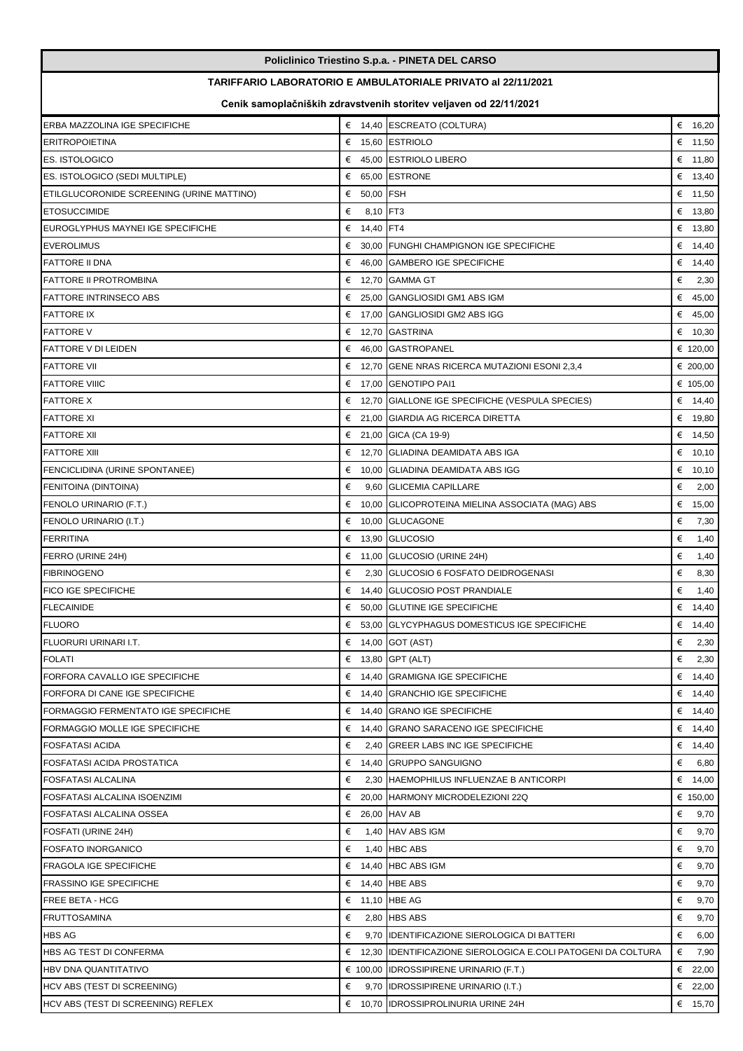**Policlinico Triestino S.p.a. - PINETA DEL CARSO**

**TARIFFARIO LABORATORIO E AMBULATORIALE PRIVATO al 22/11/2021**

**Cenik samoplačniških zdravstvenih storitev veljaven od 22/11/2021**

| | | | |
|---|---|---|---|
| ERBA MAZZOLINA IGE SPECIFICHE | € 14,40 | ESCREATO (COLTURA) | € 16,20 |
| ERITROPOIETINA | € 15,60 | ESTRIOLO | € 11,50 |
| ES. ISTOLOGICO | € 45,00 | ESTRIOLO LIBERO | € 11,80 |
| ES. ISTOLOGICO (SEDI MULTIPLE) | € 65,00 | ESTRONE | € 13,40 |
| ETILGLUCORONIDE SCREENING (URINE MATTINO) | € 50,00 | FSH | € 11,50 |
| ETOSUCCIMIDE | € 8,10 | FT3 | € 13,80 |
| EUROGLYPHUS MAYNEI IGE SPECIFICHE | € 14,40 | FT4 | € 13,80 |
| EVEROLIMUS | € 30,00 | FUNGHI CHAMPIGNON IGE SPECIFICHE | € 14,40 |
| FATTORE II DNA | € 46,00 | GAMBERO IGE SPECIFICHE | € 14,40 |
| FATTORE II PROTROMBINA | € 12,70 | GAMMA GT | € 2,30 |
| FATTORE INTRINSECO ABS | € 25,00 | GANGLIOSIDI GM1 ABS IGM | € 45,00 |
| FATTORE IX | € 17,00 | GANGLIOSIDI GM2 ABS IGG | € 45,00 |
| FATTORE V | € 12,70 | GASTRINA | € 10,30 |
| FATTORE V DI LEIDEN | € 46,00 | GASTROPANEL | € 120,00 |
| FATTORE VII | € 12,70 | GENE NRAS RICERCA MUTAZIONI ESONI 2,3,4 | € 200,00 |
| FATTORE VIIIC | € 17,00 | GENOTIPO PAI1 | € 105,00 |
| FATTORE X | € 12,70 | GIALLONE IGE SPECIFICHE (VESPULA SPECIES) | € 14,40 |
| FATTORE XI | € 21,00 | GIARDIA AG RICERCA DIRETTA | € 19,80 |
| FATTORE XII | € 21,00 | GICA (CA 19-9) | € 14,50 |
| FATTORE XIII | € 12,70 | GLIADINA DEAMIDATA ABS IGA | € 10,10 |
| FENCICLIDINA (URINE SPONTANEE) | € 10,00 | GLIADINA DEAMIDATA ABS IGG | € 10,10 |
| FENITOINA (DINTOINA) | € 9,60 | GLICEMIA CAPILLARE | € 2,00 |
| FENOLO URINARIO (F.T.) | € 10,00 | GLICOPROTEINA MIELINA ASSOCIATA (MAG) ABS | € 15,00 |
| FENOLO URINARIO (I.T.) | € 10,00 | GLUCAGONE | € 7,30 |
| FERRITINA | € 13,90 | GLUCOSIO | € 1,40 |
| FERRO (URINE 24H) | € 11,00 | GLUCOSIO (URINE 24H) | € 1,40 |
| FIBRINOGENO | € 2,30 | GLUCOSIO 6 FOSFATO DEIDROGENASI | € 8,30 |
| FICO IGE SPECIFICHE | € 14,40 | GLUCOSIO POST PRANDIALE | € 1,40 |
| FLECAINIDE | € 50,00 | GLUTINE IGE SPECIFICHE | € 14,40 |
| FLUORO | € 53,00 | GLYCYPHAGUS DOMESTICUS IGE SPECIFICHE | € 14,40 |
| FLUORURI URINARI I.T. | € 14,00 | GOT (AST) | € 2,30 |
| FOLATI | € 13,80 | GPT (ALT) | € 2,30 |
| FORFORA CAVALLO IGE SPECIFICHE | € 14,40 | GRAMIGNA IGE SPECIFICHE | € 14,40 |
| FORFORA DI CANE IGE SPECIFICHE | € 14,40 | GRANCHIO IGE SPECIFICHE | € 14,40 |
| FORMAGGIO FERMENTATO IGE SPECIFICHE | € 14,40 | GRANO IGE SPECIFICHE | € 14,40 |
| FORMAGGIO MOLLE IGE SPECIFICHE | € 14,40 | GRANO SARACENO IGE SPECIFICHE | € 14,40 |
| FOSFATASI ACIDA | € 2,40 | GREER LABS INC IGE SPECIFICHE | € 14,40 |
| FOSFATASI ACIDA PROSTATICA | € 14,40 | GRUPPO SANGUIGNO | € 6,80 |
| FOSFATASI ALCALINA | € 2,30 | HAEMOPHILUS INFLUENZAE B ANTICORPI | € 14,00 |
| FOSFATASI ALCALINA ISOENZIMI | € 20,00 | HARMONY MICRODELEZIONI 22Q | € 150,00 |
| FOSFATASI ALCALINA OSSEA | € 26,00 | HAV AB | € 9,70 |
| FOSFATI (URINE 24H) | € 1,40 | HAV ABS IGM | € 9,70 |
| FOSFATO INORGANICO | € 1,40 | HBC ABS | € 9,70 |
| FRAGOLA IGE SPECIFICHE | € 14,40 | HBC ABS IGM | € 9,70 |
| FRASSINO IGE SPECIFICHE | € 14,40 | HBE ABS | € 9,70 |
| FREE BETA - HCG | € 11,10 | HBE AG | € 9,70 |
| FRUTTOSAMINA | € 2,80 | HBS ABS | € 9,70 |
| HBS AG | € 9,70 | IDENTIFICAZIONE SIEROLOGICA DI BATTERI | € 6,00 |
| HBS AG TEST DI CONFERMA | € 12,30 | IDENTIFICAZIONE SIEROLOGICA E.COLI PATOGENI DA COLTURA | € 7,90 |
| HBV DNA QUANTITATIVO | € 100,00 | IDROSSIPIRENE URINARIO (F.T.) | € 22,00 |
| HCV ABS (TEST DI SCREENING) | € 9,70 | IDROSSIPIRENE URINARIO (I.T.) | € 22,00 |
| HCV ABS (TEST DI SCREENING) REFLEX | € 10,70 | IDROSSIPROLINURIA URINE 24H | € 15,70 |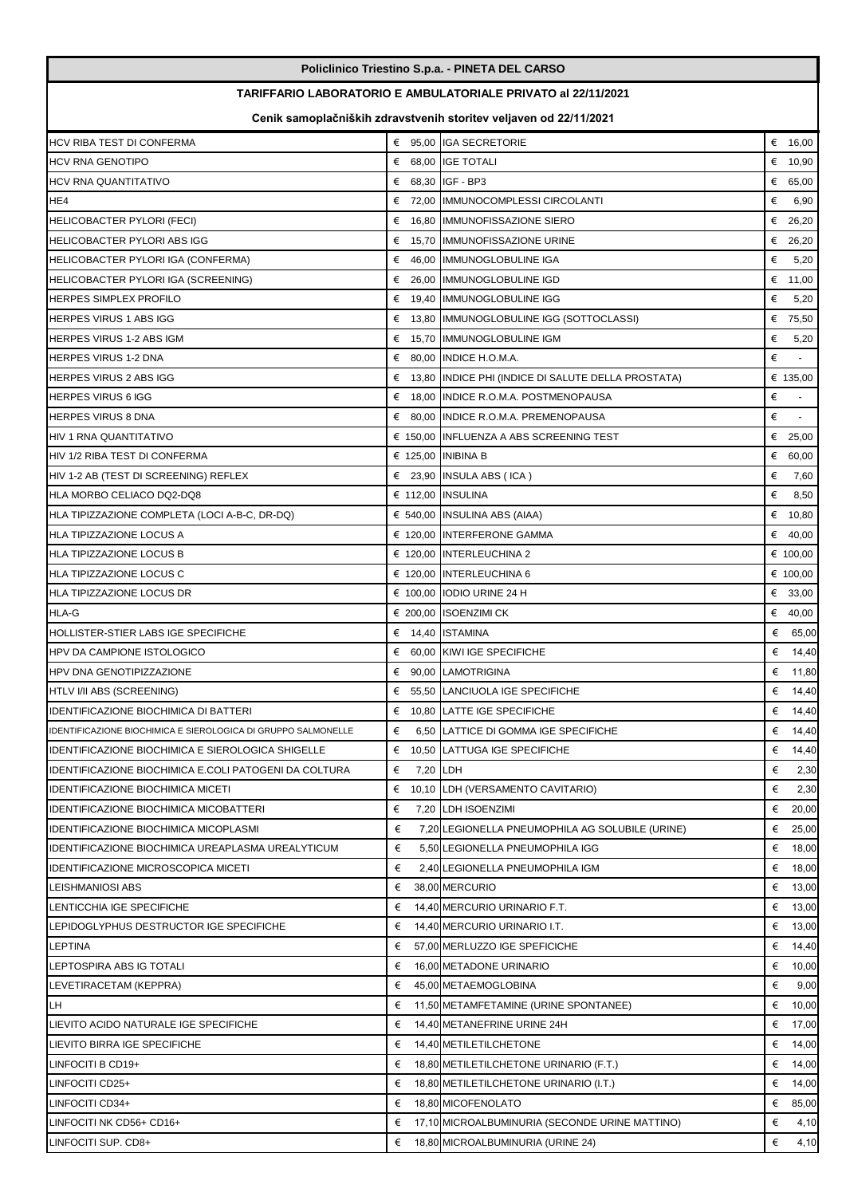**Policlinico Triestino S.p.a. - PINETA DEL CARSO**

**TARIFFARIO LABORATORIO E AMBULATORIALE PRIVATO al 22/11/2021**

**Cenik samoplačniških zdravstvenih storitev veljaven od 22/11/2021**

| | | | |
|---|---|---|---|
| HCV RIBA TEST DI CONFERMA | € 95,00 | IGA SECRETORIE | € 16,00 |
| HCV RNA GENOTIPO | € 68,00 | IGE TOTALI | € 10,90 |
| HCV RNA QUANTITATIVO | € 68,30 | IGF - BP3 | € 65,00 |
| HE4 | € 72,00 | IMMUNOCOMPLESSI CIRCOLANTI | € 6,90 |
| HELICOBACTER PYLORI (FECI) | € 16,80 | IMMUNOFISSAZIONE SIERO | € 26,20 |
| HELICOBACTER PYLORI ABS IGG | € 15,70 | IMMUNOFISSAZIONE URINE | € 26,20 |
| HELICOBACTER PYLORI IGA (CONFERMA) | € 46,00 | IMMUNOGLOBULINE IGA | € 5,20 |
| HELICOBACTER PYLORI IGA (SCREENING) | € 26,00 | IMMUNOGLOBULINE IGD | € 11,00 |
| HERPES SIMPLEX PROFILO | € 19,40 | IMMUNOGLOBULINE IGG | € 5,20 |
| HERPES VIRUS 1 ABS IGG | € 13,80 | IMMUNOGLOBULINE IGG (SOTTOCLASSI) | € 75,50 |
| HERPES VIRUS 1-2 ABS IGM | € 15,70 | IMMUNOGLOBULINE IGM | € 5,20 |
| HERPES VIRUS 1-2 DNA | € 80,00 | INDICE H.O.M.A. | € - |
| HERPES VIRUS 2 ABS IGG | € 13,80 | INDICE PHI (INDICE DI SALUTE DELLA PROSTATA) | € 135,00 |
| HERPES VIRUS 6 IGG | € 18,00 | INDICE R.O.M.A. POSTMENOPAUSA | € - |
| HERPES VIRUS 8 DNA | € 80,00 | INDICE R.O.M.A. PREMENOPAUSA | € - |
| HIV 1 RNA QUANTITATIVO | € 150,00 | INFLUENZA A ABS SCREENING TEST | € 25,00 |
| HIV 1/2 RIBA TEST DI CONFERMA | € 125,00 | INIBINA B | € 60,00 |
| HIV 1-2 AB (TEST DI SCREENING) REFLEX | € 23,90 | INSULA ABS ( ICA ) | € 7,60 |
| HLA MORBO CELIACO DQ2-DQ8 | € 112,00 | INSULINA | € 8,50 |
| HLA TIPIZZAZIONE COMPLETA (LOCI A-B-C, DR-DQ) | € 540,00 | INSULINA ABS (AIAA) | € 10,80 |
| HLA TIPIZZAZIONE LOCUS A | € 120,00 | INTERFERONE GAMMA | € 40,00 |
| HLA TIPIZZAZIONE LOCUS B | € 120,00 | INTERLEUCHINA 2 | € 100,00 |
| HLA TIPIZZAZIONE LOCUS C | € 120,00 | INTERLEUCHINA 6 | € 100,00 |
| HLA TIPIZZAZIONE LOCUS DR | € 100,00 | IODIO URINE 24 H | € 33,00 |
| HLA-G | € 200,00 | ISOENZIMI CK | € 40,00 |
| HOLLISTER-STIER LABS IGE SPECIFICHE | € 14,40 | ISTAMINA | € 65,00 |
| HPV DA CAMPIONE ISTOLOGICO | € 60,00 | KIWI IGE SPECIFICHE | € 14,40 |
| HPV DNA GENOTIPIZZAZIONE | € 90,00 | LAMOTRIGINA | € 11,80 |
| HTLV I/II ABS (SCREENING) | € 55,50 | LANCIUOLA IGE SPECIFICHE | € 14,40 |
| IDENTIFICAZIONE BIOCHIMICA DI BATTERI | € 10,80 | LATTE IGE SPECIFICHE | € 14,40 |
| IDENTIFICAZIONE BIOCHIMICA E SIEROLOGICA DI GRUPPO SALMONELLE | € 6,50 | LATTICE DI GOMMA IGE SPECIFICHE | € 14,40 |
| IDENTIFICAZIONE BIOCHIMICA E SIEROLOGICA SHIGELLE | € 10,50 | LATTUGA IGE SPECIFICHE | € 14,40 |
| IDENTIFICAZIONE BIOCHIMICA E.COLI PATOGENI DA COLTURA | € 7,20 | LDH | € 2,30 |
| IDENTIFICAZIONE BIOCHIMICA MICETI | € 10,10 | LDH (VERSAMENTO CAVITARIO) | € 2,30 |
| IDENTIFICAZIONE BIOCHIMICA MICOBATTERI | € 7,20 | LDH ISOENZIMI | € 20,00 |
| IDENTIFICAZIONE BIOCHIMICA MICOPLASMI | € 7,20 | LEGIONELLA PNEUMOPHILA AG SOLUBILE (URINE) | € 25,00 |
| IDENTIFICAZIONE BIOCHIMICA UREAPLASMA UREALYTICUM | € 5,50 | LEGIONELLA PNEUMOPHILA IGG | € 18,00 |
| IDENTIFICAZIONE MICROSCOPICA MICETI | € 2,40 | LEGIONELLA PNEUMOPHILA IGM | € 18,00 |
| LEISHMANIOSI ABS | € 38,00 | MERCURIO | € 13,00 |
| LENTICCHIA IGE SPECIFICHE | € 14,40 | MERCURIO URINARIO F.T. | € 13,00 |
| LEPIDOGLYPHUS DESTRUCTOR IGE SPECIFICHE | € 14,40 | MERCURIO URINARIO I.T. | € 13,00 |
| LEPTINA | € 57,00 | MERLUZZO IGE SPEFICICHE | € 14,40 |
| LEPTOSPIRA ABS IG TOTALI | € 16,00 | METADONE URINARIO | € 10,00 |
| LEVETIRACETAM (KEPPRA) | € 45,00 | METAEMOGLOBINA | € 9,00 |
| LH | € 11,50 | METAMFETAMINE (URINE SPONTANEE) | € 10,00 |
| LIEVITO ACIDO NATURALE IGE SPECIFICHE | € 14,40 | METANEFRINE URINE 24H | € 17,00 |
| LIEVITO BIRRA IGE SPECIFICHE | € 14,40 | METILETILCHETONE | € 14,00 |
| LINFOCITI B CD19+ | € 18,80 | METILETILCHETONE URINARIO (F.T.) | € 14,00 |
| LINFOCITI CD25+ | € 18,80 | METILETILCHETONE URINARIO (I.T.) | € 14,00 |
| LINFOCITI CD34+ | € 18,80 | MICOFENOLATO | € 85,00 |
| LINFOCITI NK CD56+ CD16+ | € 17,10 | MICROALBUMINURIA (SECONDE URINE MATTINO) | € 4,10 |
| LINFOCITI SUP. CD8+ | € 18,80 | MICROALBUMINURIA (URINE 24) | € 4,10 |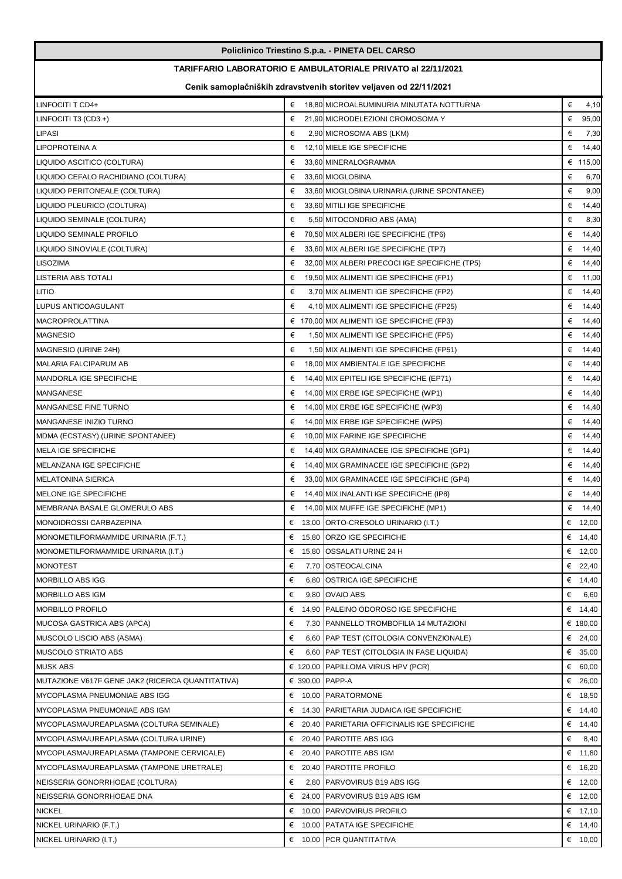**Policlinico Triestino S.p.a. - PINETA DEL CARSO**

**TARIFFARIO LABORATORIO E AMBULATORIALE PRIVATO al 22/11/2021**

**Cenik samoplačniških zdravstvenih storitev veljaven od 22/11/2021**

| | | | |
|---|---|---|---|
| LINFOCITI T CD4+ | € 18,80 | MICROALBUMINURIA MINUTATA NOTTURNA | € 4,10 |
| LINFOCITI T3 (CD3 +) | € 21,90 | MICRODELEZIONI CROMOSOMA Y | € 95,00 |
| LIPASI | € 2,90 | MICROSOMA ABS (LKM) | € 7,30 |
| LIPOPROTEINA A | € 12,10 | MIELE IGE SPECIFICHE | € 14,40 |
| LIQUIDO ASCITICO (COLTURA) | € 33,60 | MINERALOGRAMMA | € 115,00 |
| LIQUIDO CEFALO RACHIDIANO (COLTURA) | € 33,60 | MIOGLOBINA | € 6,70 |
| LIQUIDO PERITONEALE (COLTURA) | € 33,60 | MIOGLOBINA URINARIA (URINE SPONTANEE) | € 9,00 |
| LIQUIDO PLEURICO (COLTURA) | € 33,60 | MITILI IGE SPECIFICHE | € 14,40 |
| LIQUIDO SEMINALE (COLTURA) | € 5,50 | MITOCONDRIO ABS (AMA) | € 8,30 |
| LIQUIDO SEMINALE PROFILO | € 70,50 | MIX ALBERI IGE SPECIFICHE (TP6) | € 14,40 |
| LIQUIDO SINOVIALE (COLTURA) | € 33,60 | MIX ALBERI IGE SPECIFICHE (TP7) | € 14,40 |
| LISOZIMA | € 32,00 | MIX ALBERI PRECOCI IGE SPECIFICHE (TP5) | € 14,40 |
| LISTERIA ABS TOTALI | € 19,50 | MIX ALIMENTI IGE SPECIFICHE (FP1) | € 11,00 |
| LITIO | € 3,70 | MIX ALIMENTI IGE SPECIFICHE (FP2) | € 14,40 |
| LUPUS ANTICOAGULANT | € 4,10 | MIX ALIMENTI IGE SPECIFICHE (FP25) | € 14,40 |
| MACROPROLATTINA | € 170,00 | MIX ALIMENTI IGE SPECIFICHE (FP3) | € 14,40 |
| MAGNESIO | € 1,50 | MIX ALIMENTI IGE SPECIFICHE (FP5) | € 14,40 |
| MAGNESIO (URINE 24H) | € 1,50 | MIX ALIMENTI IGE SPECIFICHE (FP51) | € 14,40 |
| MALARIA FALCIPARUM AB | € 18,00 | MIX AMBIENTALE IGE SPECIFICHE | € 14,40 |
| MANDORLA IGE SPECIFICHE | € 14,40 | MIX EPITELI IGE SPECIFICHE (EP71) | € 14,40 |
| MANGANESE | € 14,00 | MIX ERBE IGE SPECIFICHE (WP1) | € 14,40 |
| MANGANESE FINE TURNO | € 14,00 | MIX ERBE IGE SPECIFICHE (WP3) | € 14,40 |
| MANGANESE INIZIO TURNO | € 14,00 | MIX ERBE IGE SPECIFICHE (WP5) | € 14,40 |
| MDMA (ECSTASY) (URINE SPONTANEE) | € 10,00 | MIX FARINE IGE SPECIFICHE | € 14,40 |
| MELA IGE SPECIFICHE | € 14,40 | MIX GRAMINACEE IGE SPECIFICHE (GP1) | € 14,40 |
| MELANZANA IGE SPECIFICHE | € 14,40 | MIX GRAMINACEE IGE SPECIFICHE (GP2) | € 14,40 |
| MELATONINA SIERICA | € 33,00 | MIX GRAMINACEE IGE SPECIFICHE (GP4) | € 14,40 |
| MELONE IGE SPECIFICHE | € 14,40 | MIX INALANTI IGE SPECIFICHE (IP8) | € 14,40 |
| MEMBRANA BASALE GLOMERULO ABS | € 14,00 | MIX MUFFE IGE SPECIFICHE (MP1) | € 14,40 |
| MONOIDROSSI CARBAZEPINA | € 13,00 | ORTO-CRESOLO URINARIO (I.T.) | € 12,00 |
| MONOMETILFORMAMMIDE URINARIA (F.T.) | € 15,80 | ORZO IGE SPECIFICHE | € 14,40 |
| MONOMETILFORMAMMIDE URINARIA (I.T.) | € 15,80 | OSSALATI URINE 24 H | € 12,00 |
| MONOTEST | € 7,70 | OSTEOCALCINA | € 22,40 |
| MORBILLO ABS IGG | € 6,80 | OSTRICA IGE SPECIFICHE | € 14,40 |
| MORBILLO ABS IGM | € 9,80 | OVAIO ABS | € 6,60 |
| MORBILLO PROFILO | € 14,90 | PALEINO ODOROSO IGE SPECIFICHE | € 14,40 |
| MUCOSA GASTRICA ABS (APCA) | € 7,30 | PANNELLO TROMBOFILIA 14 MUTAZIONI | € 180,00 |
| MUSCOLO LISCIO ABS (ASMA) | € 6,60 | PAP TEST (CITOLOGIA CONVENZIONALE) | € 24,00 |
| MUSCOLO STRIATO ABS | € 6,60 | PAP TEST (CITOLOGIA IN FASE LIQUIDA) | € 35,00 |
| MUSK ABS | € 120,00 | PAPILLOMA VIRUS HPV (PCR) | € 60,00 |
| MUTAZIONE V617F GENE JAK2 (RICERCA QUANTITATIVA) | € 390,00 | PAPP-A | € 26,00 |
| MYCOPLASMA PNEUMONIAE ABS IGG | € 10,00 | PARATORMONE | € 18,50 |
| MYCOPLASMA PNEUMONIAE ABS IGM | € 14,30 | PARIETARIA JUDAICA IGE SPECIFICHE | € 14,40 |
| MYCOPLASMA/UREAPLASMA (COLTURA SEMINALE) | € 20,40 | PARIETARIA OFFICINALIS IGE SPECIFICHE | € 14,40 |
| MYCOPLASMA/UREAPLASMA (COLTURA URINE) | € 20,40 | PAROTITE ABS IGG | € 8,40 |
| MYCOPLASMA/UREAPLASMA (TAMPONE CERVICALE) | € 20,40 | PAROTITE ABS IGM | € 11,80 |
| MYCOPLASMA/UREAPLASMA (TAMPONE URETRALE) | € 20,40 | PAROTITE PROFILO | € 16,20 |
| NEISSERIA GONORRHOEAE (COLTURA) | € 2,80 | PARVOVIRUS B19 ABS IGG | € 12,00 |
| NEISSERIA GONORRHOEAE DNA | € 24,00 | PARVOVIRUS B19 ABS IGM | € 12,00 |
| NICKEL | € 10,00 | PARVOVIRUS PROFILO | € 17,10 |
| NICKEL URINARIO (F.T.) | € 10,00 | PATATA IGE SPECIFICHE | € 14,40 |
| NICKEL URINARIO (I.T.) | € 10,00 | PCR QUANTITATIVA | € 10,00 |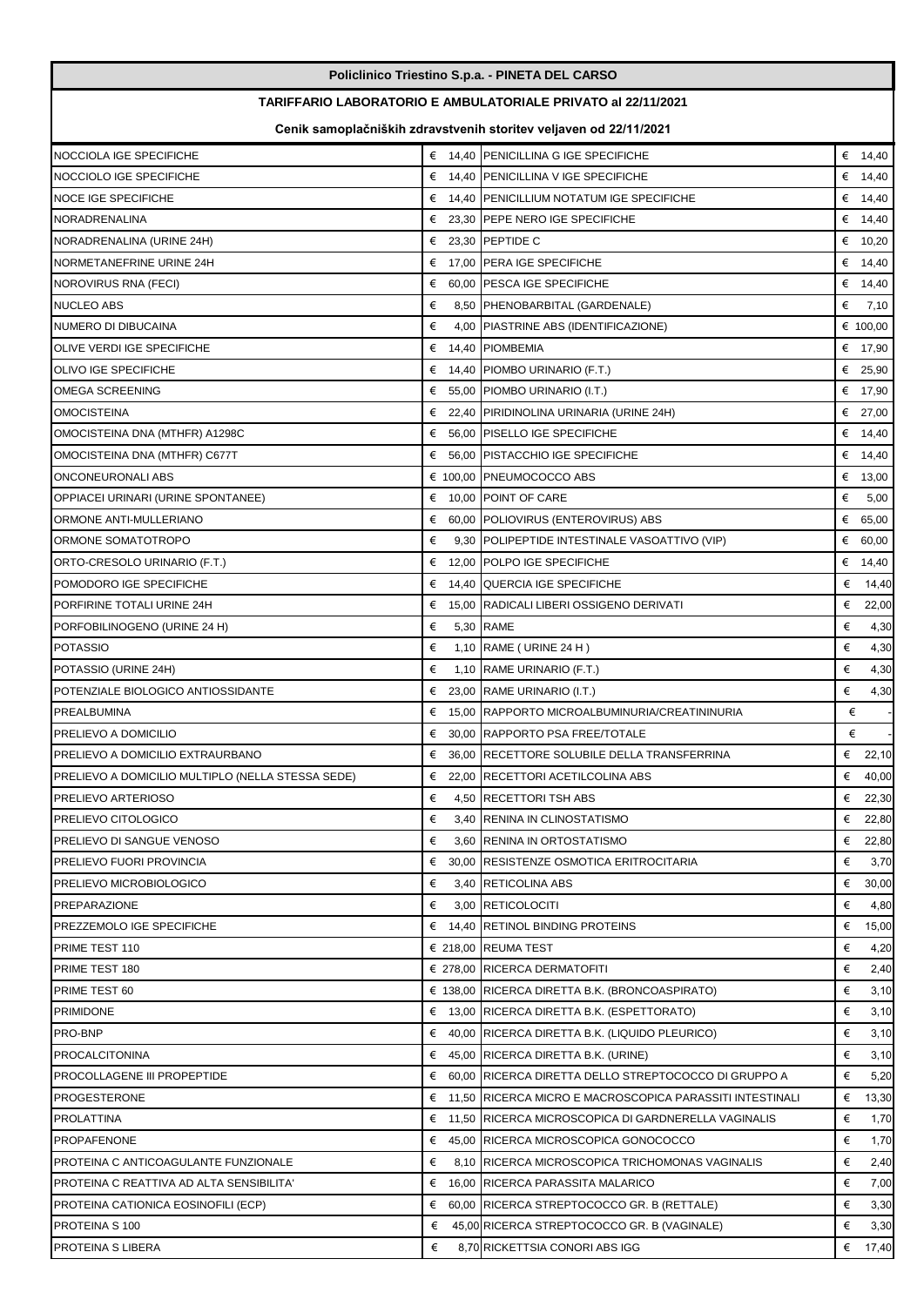# Policlinico Triestino S.p.a. - PINETA DEL CARSO

## TARIFFARIO LABORATORIO E AMBULATORIALE PRIVATO al 22/11/2021

### Cenik samoplačniških zdravstvenih storitev veljaven od 22/11/2021

| | | | |
|---|---|---|---|
| NOCCIOLA IGE SPECIFICHE | € 14,40 | PENICILLINA G IGE SPECIFICHE | € 14,40 |
| NOCCIOLO IGE SPECIFICHE | € 14,40 | PENICILLINA V IGE SPECIFICHE | € 14,40 |
| NOCE IGE SPECIFICHE | € 14,40 | PENICILLIUM NOTATUM IGE SPECIFICHE | € 14,40 |
| NORADRENALINA | € 23,30 | PEPE NERO IGE SPECIFICHE | € 14,40 |
| NORADRENALINA (URINE 24H) | € 23,30 | PEPTIDE C | € 10,20 |
| NORMETANEFRINE URINE 24H | € 17,00 | PERA IGE SPECIFICHE | € 14,40 |
| NOROVIRUS RNA (FECI) | € 60,00 | PESCA IGE SPECIFICHE | € 14,40 |
| NUCLEO ABS | € 8,50 | PHENOBARBITAL (GARDENALE) | € 7,10 |
| NUMERO DI DIBUCAINA | € 4,00 | PIASTRINE ABS (IDENTIFICAZIONE) | € 100,00 |
| OLIVE VERDI IGE SPECIFICHE | € 14,40 | PIOMBEMIA | € 17,90 |
| OLIVO IGE SPECIFICHE | € 14,40 | PIOMBO URINARIO (F.T.) | € 25,90 |
| OMEGA SCREENING | € 55,00 | PIOMBO URINARIO (I.T.) | € 17,90 |
| OMOCISTEINA | € 22,40 | PIRIDINOLINA URINARIA (URINE 24H) | € 27,00 |
| OMOCISTEINA DNA (MTHFR) A1298C | € 56,00 | PISELLO IGE SPECIFICHE | € 14,40 |
| OMOCISTEINA DNA (MTHFR) C677T | € 56,00 | PISTACCHIO IGE SPECIFICHE | € 14,40 |
| ONCONEURONALI ABS | € 100,00 | PNEUMOCOCCO ABS | € 13,00 |
| OPPIACEI URINARI (URINE SPONTANEE) | € 10,00 | POINT OF CARE | € 5,00 |
| ORMONE ANTI-MULLERIANO | € 60,00 | POLIOVIRUS (ENTEROVIRUS) ABS | € 65,00 |
| ORMONE SOMATOTROPO | € 9,30 | POLIPEPTIDE INTESTINALE VASOATTIVO (VIP) | € 60,00 |
| ORTO-CRESOLO URINARIO (F.T.) | € 12,00 | POLPO IGE SPECIFICHE | € 14,40 |
| POMODORO IGE SPECIFICHE | € 14,40 | QUERCIA IGE SPECIFICHE | € 14,40 |
| PORFIRINE TOTALI URINE 24H | € 15,00 | RADICALI LIBERI OSSIGENO DERIVATI | € 22,00 |
| PORFOBILINOGENO (URINE 24 H) | € 5,30 | RAME | € 4,30 |
| POTASSIO | € 1,10 | RAME ( URINE 24 H ) | € 4,30 |
| POTASSIO (URINE 24H) | € 1,10 | RAME URINARIO (F.T.) | € 4,30 |
| POTENZIALE BIOLOGICO ANTIOSSIDANTE | € 23,00 | RAME URINARIO (I.T.) | € 4,30 |
| PREALBUMINA | € 15,00 | RAPPORTO MICROALBUMINURIA/CREATININURIA | € - |
| PRELIEVO A DOMICILIO | € 30,00 | RAPPORTO PSA FREE/TOTALE | € - |
| PRELIEVO A DOMICILIO EXTRAURBANO | € 36,00 | RECETTORE SOLUBILE DELLA TRANSFERRINA | € 22,10 |
| PRELIEVO A DOMICILIO MULTIPLO (NELLA STESSA SEDE) | € 22,00 | RECETTORI ACETILCOLINA ABS | € 40,00 |
| PRELIEVO ARTERIOSO | € 4,50 | RECETTORI TSH ABS | € 22,30 |
| PRELIEVO CITOLOGICO | € 3,40 | RENINA IN CLINOSTATISMO | € 22,80 |
| PRELIEVO DI SANGUE VENOSO | € 3,60 | RENINA IN ORTOSTATISMO | € 22,80 |
| PRELIEVO FUORI PROVINCIA | € 30,00 | RESISTENZE OSMOTICA ERITROCITARIA | € 3,70 |
| PRELIEVO MICROBIOLOGICO | € 3,40 | RETICOLINA ABS | € 30,00 |
| PREPARAZIONE | € 3,00 | RETICOLOCITI | € 4,80 |
| PREZZEMOLO IGE SPECIFICHE | € 14,40 | RETINOL BINDING PROTEINS | € 15,00 |
| PRIME TEST 110 | € 218,00 | REUMA TEST | € 4,20 |
| PRIME TEST 180 | € 278,00 | RICERCA DERMATOFITI | € 2,40 |
| PRIME TEST 60 | € 138,00 | RICERCA DIRETTA B.K. (BRONCOASPIRATO) | € 3,10 |
| PRIMIDONE | € 13,00 | RICERCA DIRETTA B.K. (ESPETTORATO) | € 3,10 |
| PRO-BNP | € 40,00 | RICERCA DIRETTA B.K. (LIQUIDO PLEURICO) | € 3,10 |
| PROCALCITONINA | € 45,00 | RICERCA DIRETTA B.K. (URINE) | € 3,10 |
| PROCOLLAGENE III PROPEPTIDE | € 60,00 | RICERCA DIRETTA DELLO STREPTOCOCCO DI GRUPPO A | € 5,20 |
| PROGESTERONE | € 11,50 | RICERCA MICRO E MACROSCOPICA PARASSITI INTESTINALI | € 13,30 |
| PROLATTINA | € 11,50 | RICERCA MICROSCOPICA DI GARDNERELLA VAGINALIS | € 1,70 |
| PROPAFENONE | € 45,00 | RICERCA MICROSCOPICA GONOCOCCO | € 1,70 |
| PROTEINA C ANTICOAGULANTE FUNZIONALE | € 8,10 | RICERCA MICROSCOPICA TRICHOMONAS VAGINALIS | € 2,40 |
| PROTEINA C REATTIVA AD ALTA SENSIBILITA' | € 16,00 | RICERCA PARASSITA MALARICO | € 7,00 |
| PROTEINA CATIONICA EOSINOFILI (ECP) | € 60,00 | RICERCA STREPTOCOCCO GR. B (RETTALE) | € 3,30 |
| PROTEINA S 100 | € 45,00 | RICERCA STREPTOCOCCO GR. B (VAGINALE) | € 3,30 |
| PROTEINA S LIBERA | € 8,70 | RICKETTSIA CONORI ABS IGG | € 17,40 |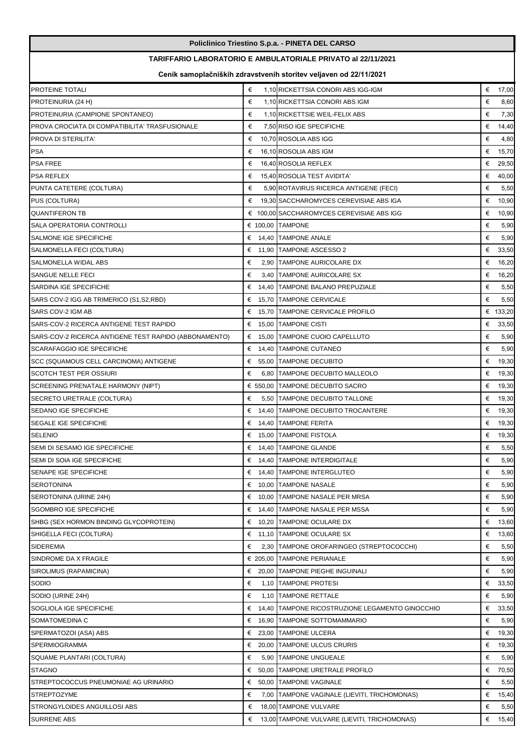**Policlinico Triestino S.p.a. - PINETA DEL CARSO**

**TARIFFARIO LABORATORIO E AMBULATORIALE PRIVATO al 22/11/2021**

**Cenik samoplačniških zdravstvenih storitev veljaven od 22/11/2021**

| | | | |
|---|---|---|---|
| PROTEINE TOTALI | € 1,10 | RICKETTSIA CONORI ABS IGG-IGM | € 17,00 |
| PROTEINURIA (24 H) | € 1,10 | RICKETTSIA CONORI ABS IGM | € 8,60 |
| PROTEINURIA (CAMPIONE SPONTANEO) | € 1,10 | RICKETTSIE WEIL-FELIX ABS | € 7,30 |
| PROVA CROCIATA DI COMPATIBILITA' TRASFUSIONALE | € 7,50 | RISO IGE SPECIFICHE | € 14,40 |
| PROVA DI STERILITA' | € 10,70 | ROSOLIA ABS IGG | € 4,80 |
| PSA | € 16,10 | ROSOLIA ABS IGM | € 15,70 |
| PSA FREE | € 16,40 | ROSOLIA REFLEX | € 29,50 |
| PSA REFLEX | € 15,40 | ROSOLIA TEST AVIDITA' | € 40,00 |
| PUNTA CATETERE (COLTURA) | € 5,90 | ROTAVIRUS RICERCA ANTIGENE (FECI) | € 5,50 |
| PUS (COLTURA) | € 19,30 | SACCHAROMYCES CEREVISIAE ABS IGA | € 10,90 |
| QUANTIFERON TB | € 100,00 | SACCHAROMYCES CEREVISIAE ABS IGG | € 10,90 |
| SALA OPERATORIA CONTROLLI | € 100,00 | TAMPONE | € 5,90 |
| SALMONE IGE SPECIFICHE | € 14,40 | TAMPONE ANALE | € 5,90 |
| SALMONELLA FECI (COLTURA) | € 11,90 | TAMPONE ASCESSO 2 | € 33,50 |
| SALMONELLA WIDAL ABS | € 2,90 | TAMPONE AURICOLARE DX | € 16,20 |
| SANGUE NELLE FECI | € 3,40 | TAMPONE AURICOLARE SX | € 16,20 |
| SARDINA IGE SPECIFICHE | € 14,40 | TAMPONE BALANO PREPUZIALE | € 5,50 |
| SARS COV-2 IGG AB TRIMERICO (S1,S2,RBD) | € 15,70 | TAMPONE CERVICALE | € 5,50 |
| SARS COV-2 IGM AB | € 15,70 | TAMPONE CERVICALE PROFILO | € 133,20 |
| SARS-COV-2 RICERCA ANTIGENE TEST RAPIDO | € 15,00 | TAMPONE CISTI | € 33,50 |
| SARS-COV-2 RICERCA ANTIGENE TEST RAPIDO (ABBONAMENTO) | € 15,00 | TAMPONE CUOIO CAPELLUTO | € 5,90 |
| SCARAFAGGIO IGE SPECIFICHE | € 14,40 | TAMPONE CUTANEO | € 5,90 |
| SCC (SQUAMOUS CELL CARCINOMA) ANTIGENE | € 55,00 | TAMPONE DECUBITO | € 19,30 |
| SCOTCH TEST PER OSSIURI | € 6,80 | TAMPONE DECUBITO MALLEOLO | € 19,30 |
| SCREENING PRENATALE HARMONY (NIPT) | € 550,00 | TAMPONE DECUBITO SACRO | € 19,30 |
| SECRETO URETRALE (COLTURA) | € 5,50 | TAMPONE DECUBITO TALLONE | € 19,30 |
| SEDANO IGE SPECIFICHE | € 14,40 | TAMPONE DECUBITO TROCANTERE | € 19,30 |
| SEGALE IGE SPECIFICHE | € 14,40 | TAMPONE FERITA | € 19,30 |
| SELENIO | € 15,00 | TAMPONE FISTOLA | € 19,30 |
| SEMI DI SESAMO IGE SPECIFICHE | € 14,40 | TAMPONE GLANDE | € 5,50 |
| SEMI DI SOIA IGE SPECIFICHE | € 14,40 | TAMPONE INTERDIGITALE | € 5,90 |
| SENAPE IGE SPECIFICHE | € 14,40 | TAMPONE INTERGLUTEO | € 5,90 |
| SEROTONINA | € 10,00 | TAMPONE NASALE | € 5,90 |
| SEROTONINA (URINE 24H) | € 10,00 | TAMPONE NASALE PER MRSA | € 5,90 |
| SGOMBRO IGE SPECIFICHE | € 14,40 | TAMPONE NASALE PER MSSA | € 5,90 |
| SHBG (SEX HORMON BINDING GLYCOPROTEIN) | € 10,20 | TAMPONE OCULARE DX | € 13,60 |
| SHIGELLA FECI (COLTURA) | € 11,10 | TAMPONE OCULARE SX | € 13,60 |
| SIDEREMIA | € 2,30 | TAMPONE OROFARINGEO (STREPTOCOCCHI) | € 5,50 |
| SINDROME DA X FRAGILE | € 205,00 | TAMPONE PERIANALE | € 5,90 |
| SIROLIMUS (RAPAMICINA) | € 20,00 | TAMPONE PIEGHE INGUINALI | € 5,90 |
| SODIO | € 1,10 | TAMPONE PROTESI | € 33,50 |
| SODIO (URINE 24H) | € 1,10 | TAMPONE RETTALE | € 5,90 |
| SOGLIOLA IGE SPECIFICHE | € 14,40 | TAMPONE RICOSTRUZIONE LEGAMENTO GINOCCHIO | € 33,50 |
| SOMATOMEDINA C | € 16,90 | TAMPONE SOTTOMAMMARIO | € 5,90 |
| SPERMATOZOI (ASA) ABS | € 23,00 | TAMPONE ULCERA | € 19,30 |
| SPERMIOGRAMMA | € 20,00 | TAMPONE ULCUS CRURIS | € 19,30 |
| SQUAME PLANTARI (COLTURA) | € 5,90 | TAMPONE UNGUEALE | € 5,90 |
| STAGNO | € 50,00 | TAMPONE URETRALE PROFILO | € 70,50 |
| STREPTOCOCCUS PNEUMONIAE AG URINARIO | € 50,00 | TAMPONE VAGINALE | € 5,50 |
| STREPTOZYME | € 7,00 | TAMPONE VAGINALE (LIEVITI, TRICHOMONAS) | € 15,40 |
| STRONGYLOIDES ANGUILLOSI ABS | € 18,00 | TAMPONE VULVARE | € 5,50 |
| SURRENE ABS | € 13,00 | TAMPONE VULVARE (LIEVITI, TRICHOMONAS) | € 15,40 |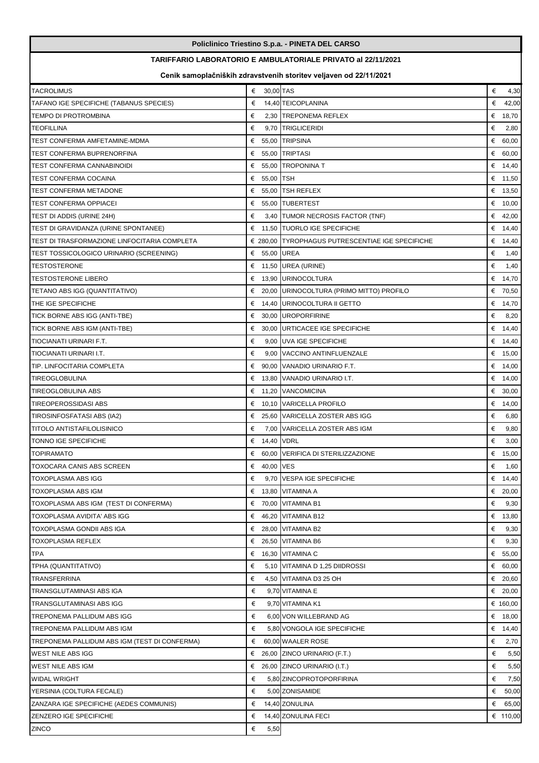**Policlinico Triestino S.p.a. - PINETA DEL CARSO**

**TARIFFARIO LABORATORIO E AMBULATORIALE PRIVATO al 22/11/2021**

**Cenik samoplačniških zdravstvenih storitev veljaven od 22/11/2021**

| | | | |
|---|---|---|---|
| TACROLIMUS | € 30,00 | TAS | € 4,30 |
| TAFANO IGE SPECIFICHE (TABANUS SPECIES) | € 14,40 | TEICOPLANINA | € 42,00 |
| TEMPO DI PROTROMBINA | € 2,30 | TREPONEMA REFLEX | € 18,70 |
| TEOFILLINA | € 9,70 | TRIGLICERIDI | € 2,80 |
| TEST CONFERMA AMFETAMINE-MDMA | € 55,00 | TRIPSINA | € 60,00 |
| TEST CONFERMA BUPRENORFINA | € 55,00 | TRIPTASI | € 60,00 |
| TEST CONFERMA CANNABINOIDI | € 55,00 | TROPONINA T | € 14,40 |
| TEST CONFERMA COCAINA | € 55,00 | TSH | € 11,50 |
| TEST CONFERMA METADONE | € 55,00 | TSH REFLEX | € 13,50 |
| TEST CONFERMA OPPIACEI | € 55,00 | TUBERTEST | € 10,00 |
| TEST DI ADDIS (URINE 24H) | € 3,40 | TUMOR NECROSIS FACTOR (TNF) | € 42,00 |
| TEST DI GRAVIDANZA (URINE SPONTANEE) | € 11,50 | TUORLO IGE SPECIFICHE | € 14,40 |
| TEST DI TRASFORMAZIONE LINFOCITARIA COMPLETA | € 280,00 | TYROPHAGUS PUTRESCENTIAE IGE SPECIFICHE | € 14,40 |
| TEST TOSSICOLOGICO URINARIO (SCREENING) | € 55,00 | UREA | € 1,40 |
| TESTOSTERONE | € 11,50 | UREA (URINE) | € 1,40 |
| TESTOSTERONE LIBERO | € 13,90 | URINOCOLTURA | € 14,70 |
| TETANO ABS IGG (QUANTITATIVO) | € 20,00 | URINOCOLTURA (PRIMO MITTO) PROFILO | € 70,50 |
| THE IGE SPECIFICHE | € 14,40 | URINOCOLTURA II GETTO | € 14,70 |
| TICK BORNE ABS IGG (ANTI-TBE) | € 30,00 | UROPORFIRINE | € 8,20 |
| TICK BORNE ABS IGM (ANTI-TBE) | € 30,00 | URTICACEE IGE SPECIFICHE | € 14,40 |
| TIOCIANATI URINARI F.T. | € 9,00 | UVA IGE SPECIFICHE | € 14,40 |
| TIOCIANATI URINARI I.T. | € 9,00 | VACCINO ANTINFLUENZALE | € 15,00 |
| TIP. LINFOCITARIA COMPLETA | € 90,00 | VANADIO URINARIO F.T. | € 14,00 |
| TIREOGLOBULINA | € 13,80 | VANADIO URINARIO I.T. | € 14,00 |
| TIREOGLOBULINA ABS | € 11,20 | VANCOMICINA | € 30,00 |
| TIREOPEROSSIDASI ABS | € 10,10 | VARICELLA PROFILO | € 14,00 |
| TIROSINFOSFATASI ABS (IA2) | € 25,60 | VARICELLA ZOSTER ABS IGG | € 6,80 |
| TITOLO ANTISTAFILOLISINICO | € 7,00 | VARICELLA ZOSTER ABS IGM | € 9,80 |
| TONNO IGE SPECIFICHE | € 14,40 | VDRL | € 3,00 |
| TOPIRAMATO | € 60,00 | VERIFICA DI STERILIZZAZIONE | € 15,00 |
| TOXOCARA CANIS ABS SCREEN | € 40,00 | VES | € 1,60 |
| TOXOPLASMA ABS IGG | € 9,70 | VESPA IGE SPECIFICHE | € 14,40 |
| TOXOPLASMA ABS IGM | € 13,80 | VITAMINA A | € 20,00 |
| TOXOPLASMA ABS IGM (TEST DI CONFERMA) | € 70,00 | VITAMINA B1 | € 9,30 |
| TOXOPLASMA AVIDITA' ABS IGG | € 46,20 | VITAMINA B12 | € 13,80 |
| TOXOPLASMA GONDII ABS IGA | € 28,00 | VITAMINA B2 | € 9,30 |
| TOXOPLASMA REFLEX | € 26,50 | VITAMINA B6 | € 9,30 |
| TPA | € 16,30 | VITAMINA C | € 55,00 |
| TPHA (QUANTITATIVO) | € 5,10 | VITAMINA D 1,25 DIIDROSSI | € 60,00 |
| TRANSFERRINA | € 4,50 | VITAMINA D3 25 OH | € 20,60 |
| TRANSGLUTAMINASI ABS IGA | € 9,70 | VITAMINA E | € 20,00 |
| TRANSGLUTAMINASI ABS IGG | € 9,70 | VITAMINA K1 | € 160,00 |
| TREPONEMA PALLIDUM ABS IGG | € 6,00 | VON WILLEBRAND AG | € 18,00 |
| TREPONEMA PALLIDUM ABS IGM | € 5,80 | VONGOLA IGE SPECIFICHE | € 14,40 |
| TREPONEMA PALLIDUM ABS IGM (TEST DI CONFERMA) | € 60,00 | WAALER ROSE | € 2,70 |
| WEST NILE ABS IGG | € 26,00 | ZINCO URINARIO (F.T.) | € 5,50 |
| WEST NILE ABS IGM | € 26,00 | ZINCO URINARIO (I.T.) | € 5,50 |
| WIDAL WRIGHT | € 5,80 | ZINCOPROTOPORFIRINA | € 7,50 |
| YERSINIA (COLTURA FECALE) | € 5,00 | ZONISAMIDE | € 50,00 |
| ZANZARA IGE SPECIFICHE (AEDES COMMUNIS) | € 14,40 | ZONULINA | € 65,00 |
| ZENZERO IGE SPECIFICHE | € 14,40 | ZONULINA FECI | € 110,00 |
| ZINCO | € 5,50 | | |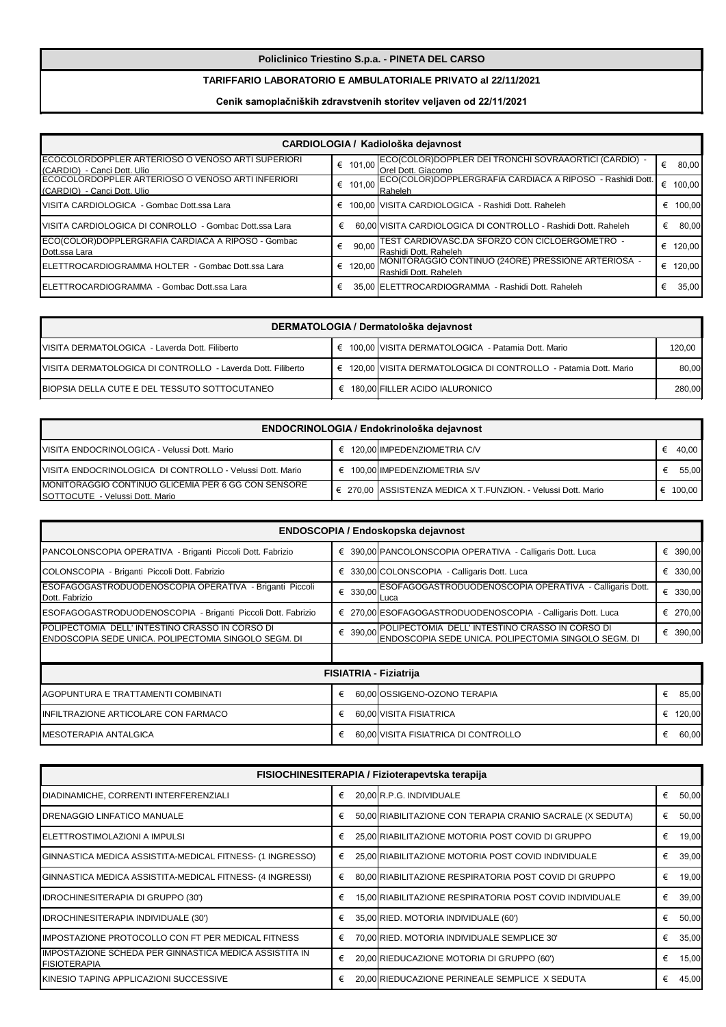**Policlinico Triestino S.p.a. - PINETA DEL CARSO**

**TARIFFARIO LABORATORIO E AMBULATORIALE PRIVATO al 22/11/2021**

**Cenik samoplačniških zdravstvenih storitev veljaven od 22/11/2021**

| CARDIOLOGIA / Kadiološka dejavnost | | | |
|---|---|---|---|
| ECOCOLORDOPPLER ARTERIOSO O VENOSO ARTI SUPERIORI (CARDIO) - Canci Dott. Ulio | € 101,00 | ECO(COLOR)DOPPLER DEI TRONCHI SOVRAAORTICI (CARDIO) - Orel Dott. Giacomo | € 80,00 |
| ECOCOLORDOPPLER ARTERIOSO O VENOSO ARTI INFERIORI (CARDIO) - Canci Dott. Ulio | € 101,00 | ECO(COLOR)DOPPLERGRAFIA CARDIACA A RIPOSO - Rashidi Dott. Raheleh | € 100,00 |
| VISITA CARDIOLOGICA - Gombac Dott.ssa Lara | € 100,00 | VISITA CARDIOLOGICA - Rashidi Dott. Raheleh | € 100,00 |
| VISITA CARDIOLOGICA DI CONROLLO - Gombac Dott.ssa Lara | € 60,00 | VISITA CARDIOLOGICA DI CONTROLLO - Rashidi Dott. Raheleh | € 80,00 |
| ECO(COLOR)DOPPLERGRAFIA CARDIACA A RIPOSO - Gombac Dott.ssa Lara | € 90,00 | TEST CARDIOVASC.DA SFORZO CON CICLOERGOMETRO - Rashidi Dott. Raheleh | € 120,00 |
| ELETTROCARDIOGRAMMA HOLTER - Gombac Dott.ssa Lara | € 120,00 | MONITORAGGIO CONTINUO (24ORE) PRESSIONE ARTERIOSA - Rashidi Dott. Raheleh | € 120,00 |
| ELETTROCARDIOGRAMMA - Gombac Dott.ssa Lara | € 35,00 | ELETTROCARDIOGRAMMA - Rashidi Dott. Raheleh | € 35,00 |

| DERMATOLOGIA / Dermatološka dejavnost | | | |
|---|---|---|---|
| VISITA DERMATOLOGICA - Laverda Dott. Filiberto | € 100,00 | VISITA DERMATOLOGICA - Patamia Dott. Mario | 120,00 |
| VISITA DERMATOLOGICA DI CONTROLLO - Laverda Dott. Filiberto | € 120,00 | VISITA DERMATOLOGICA DI CONTROLLO - Patamia Dott. Mario | 80,00 |
| BIOPSIA DELLA CUTE E DEL TESSUTO SOTTOCUTANEO | € 180,00 | FILLER ACIDO IALURONICO | 280,00 |

| ENDOCRINOLOGIA / Endokrinološka dejavnost | | | |
|---|---|---|---|
| VISITA ENDOCRINOLOGICA - Velussi Dott. Mario | € 120,00 | IMPEDENZIOMETRIA C/V | € 40,00 |
| VISITA ENDOCRINOLOGICA DI CONTROLLO - Velussi Dott. Mario | € 100,00 | IMPEDENZIOMETRIA S/V | € 55,00 |
| MONITORAGGIO CONTINUO GLICEMIA PER 6 GG CON SENSORE SOTTOCUTE - Velussi Dott. Mario | € 270,00 | ASSISTENZA MEDICA X T.FUNZION. - Velussi Dott. Mario | € 100,00 |

| ENDOSCOPIA / Endoskopska dejavnost | | | |
|---|---|---|---|
| PANCOLONSCOPIA OPERATIVA - Briganti Piccoli Dott. Fabrizio | € 390,00 | PANCOLONSCOPIA OPERATIVA - Calligaris Dott. Luca | € 390,00 |
| COLONSCOPIA - Briganti Piccoli Dott. Fabrizio | € 330,00 | COLONSCOPIA - Calligaris Dott. Luca | € 330,00 |
| ESOFAGOGASTRODUODENOSCOPIA OPERATIVA - Briganti Piccoli Dott. Fabrizio | € 330,00 | ESOFAGOGASTRODUODENOSCOPIA OPERATIVA - Calligaris Dott. Luca | € 330,00 |
| ESOFAGOGASTRODUODENOSCOPIA - Briganti Piccoli Dott. Fabrizio | € 270,00 | ESOFAGOGASTRODUODENOSCOPIA - Calligaris Dott. Luca | € 270,00 |
| POLIPECTOMIA DELL' INTESTINO CRASSO IN CORSO DI ENDOSCOPIA SEDE UNICA. POLIPECTOMIA SINGOLO SEGM. DI | € 390,00 | POLIPECTOMIA DELL' INTESTINO CRASSO IN CORSO DI ENDOSCOPIA SEDE UNICA. POLIPECTOMIA SINGOLO SEGM. DI | € 390,00 |

| FISIATRIA - Fiziatrija | | | |
|---|---|---|---|
| AGOPUNTURA E TRATTAMENTI COMBINATI | € 60,00 | OSSIGENO-OZONO TERAPIA | € 85,00 |
| INFILTRAZIONE ARTICOLARE CON FARMACO | € 60,00 | VISITA FISIATRICA | € 120,00 |
| MESOTERAPIA ANTALGICA | € 60,00 | VISITA FISIATRICA DI CONTROLLO | € 60,00 |

| FISIOCHINESITERAPIA / Fizioterapevtska terapija | | | |
|---|---|---|---|
| DIADINAMICHE, CORRENTI INTERFERENZIALI | € 20,00 | R.P.G. INDIVIDUALE | € 50,00 |
| DRENAGGIO LINFATICO MANUALE | € 50,00 | RIABILITAZIONE CON TERAPIA CRANIO SACRALE (X SEDUTA) | € 50,00 |
| ELETTROSTIMOLAZIONI A IMPULSI | € 25,00 | RIABILITAZIONE MOTORIA POST COVID DI GRUPPO | € 19,00 |
| GINNASTICA MEDICA ASSISTITA-MEDICAL FITNESS- (1 INGRESSO) | € 25,00 | RIABILITAZIONE MOTORIA POST COVID INDIVIDUALE | € 39,00 |
| GINNASTICA MEDICA ASSISTITA-MEDICAL FITNESS- (4 INGRESSI) | € 80,00 | RIABILITAZIONE RESPIRATORIA POST COVID DI GRUPPO | € 19,00 |
| IDROCHINESITERAPIA DI GRUPPO (30') | € 15,00 | RIABILITAZIONE RESPIRATORIA POST COVID INDIVIDUALE | € 39,00 |
| IDROCHINESITERAPIA INDIVIDUALE (30') | € 35,00 | RIED. MOTORIA INDIVIDUALE (60') | € 50,00 |
| IMPOSTAZIONE PROTOCOLLO CON FT PER MEDICAL FITNESS | € 70,00 | RIED. MOTORIA INDIVIDUALE SEMPLICE 30' | € 35,00 |
| IMPOSTAZIONE SCHEDA PER GINNASTICA MEDICA ASSISTITA IN FISIOTERAPIA | € 20,00 | RIEDUCAZIONE MOTORIA DI GRUPPO (60') | € 15,00 |
| KINESIO TAPING APPLICAZIONI SUCCESSIVE | € 20,00 | RIEDUCAZIONE PERINEALE SEMPLICE X SEDUTA | € 45,00 |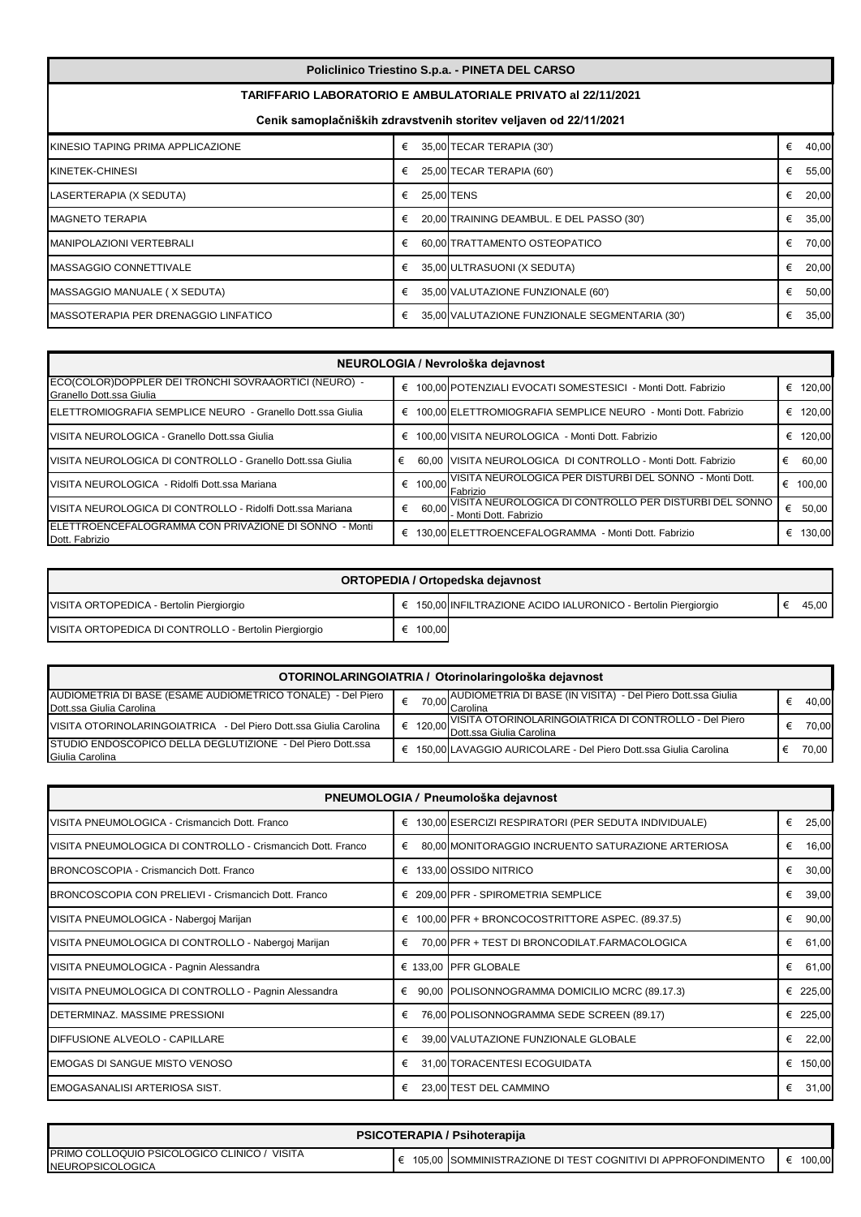## Policlinico Triestino S.p.a. - PINETA DEL CARSO

### TARIFFARIO LABORATORIO E AMBULATORIALE PRIVATO al 22/11/2021

### Cenik samoplačniških zdravstvenih storitev veljaven od 22/11/2021

| | | | |
|---|---|---|---|
| KINESIO TAPING PRIMA APPLICAZIONE | € 35,00 | TECAR TERAPIA (30') | € 40,00 |
| KINETEK-CHINESI | € 25,00 | TECAR TERAPIA (60') | € 55,00 |
| LASERTERAPIA (X SEDUTA) | € 25,00 | TENS | € 20,00 |
| MAGNETO TERAPIA | € 20,00 | TRAINING DEAMBUL. E DEL PASSO (30') | € 35,00 |
| MANIPOLAZIONI VERTEBRALI | € 60,00 | TRATTAMENTO OSTEOPATICO | € 70,00 |
| MASSAGGIO CONNETTIVALE | € 35,00 | ULTRASUONI (X SEDUTA) | € 20,00 |
| MASSAGGIO MANUALE ( X SEDUTA) | € 35,00 | VALUTAZIONE FUNZIONALE (60') | € 50,00 |
| MASSOTERAPIA PER DRENAGGIO LINFATICO | € 35,00 | VALUTAZIONE FUNZIONALE SEGMENTARIA (30') | € 35,00 |

| NEUROLOGIA / Nevrološka dejavnost | | | |
|---|---|---|---|
| ECO(COLOR)DOPPLER DEI TRONCHI SOVRAAORTICI (NEURO) - Granello Dott.ssa Giulia | € 100,00 | POTENZIALI EVOCATI SOMESTESICI - Monti Dott. Fabrizio | € 120,00 |
| ELETTROMIOGRAFIA SEMPLICE NEURO - Granello Dott.ssa Giulia | € 100,00 | ELETTROMIOGRAFIA SEMPLICE NEURO - Monti Dott. Fabrizio | € 120,00 |
| VISITA NEUROLOGICA - Granello Dott.ssa Giulia | € 100,00 | VISITA NEUROLOGICA - Monti Dott. Fabrizio | € 120,00 |
| VISITA NEUROLOGICA DI CONTROLLO - Granello Dott.ssa Giulia | € 60,00 | VISITA NEUROLOGICA DI CONTROLLO - Monti Dott. Fabrizio | € 60,00 |
| VISITA NEUROLOGICA - Ridolfi Dott.ssa Mariana | € 100,00 | VISITA NEUROLOGICA PER DISTURBI DEL SONNO - Monti Dott. Fabrizio | € 100,00 |
| VISITA NEUROLOGICA DI CONTROLLO - Ridolfi Dott.ssa Mariana | € 60,00 | VISITA NEUROLOGICA DI CONTROLLO PER DISTURBI DEL SONNO - Monti Dott. Fabrizio | € 50,00 |
| ELETTROENCEFALOGRAMMA CON PRIVAZIONE DI SONNO - Monti Dott. Fabrizio | € 130,00 | ELETTROENCEFALOGRAMMA - Monti Dott. Fabrizio | € 130,00 |

| ORTOPEDIA / Ortopedska dejavnost | | | |
|---|---|---|---|
| VISITA ORTOPEDICA - Bertolin Piergiorgio | € 150,00 | INFILTRAZIONE ACIDO IALURONICO - Bertolin Piergiorgio | € 45,00 |
| VISITA ORTOPEDICA DI CONTROLLO - Bertolin Piergiorgio | € 100,00 | | |

| OTORINOLARINGOIATRIA / Otorinolaringološka dejavnost | | | |
|---|---|---|---|
| AUDIOMETRIA DI BASE (ESAME AUDIOMETRICO TONALE) - Del Piero Dott.ssa Giulia Carolina | € 70,00 | AUDIOMETRIA DI BASE (IN VISITA) - Del Piero Dott.ssa Giulia Carolina | € 40,00 |
| VISITA OTORINOLARINGOIATRICA - Del Piero Dott.ssa Giulia Carolina | € 120,00 | VISITA OTORINOLARINGOIATRICA DI CONTROLLO - Del Piero Dott.ssa Giulia Carolina | € 70,00 |
| STUDIO ENDOSCOPICO DELLA DEGLUTIZIONE - Del Piero Dott.ssa Giulia Carolina | € 150,00 | LAVAGGIO AURICOLARE - Del Piero Dott.ssa Giulia Carolina | € 70,00 |

| PNEUMOLOGIA / Pneumološka dejavnost | | | |
|---|---|---|---|
| VISITA PNEUMOLOGICA - Crismancich Dott. Franco | € 130,00 | ESERCIZI RESPIRATORI (PER SEDUTA INDIVIDUALE) | € 25,00 |
| VISITA PNEUMOLOGICA DI CONTROLLO - Crismancich Dott. Franco | € 80,00 | MONITORAGGIO INCRUENTO SATURAZIONE ARTERIOSA | € 16,00 |
| BRONCOSCOPIA - Crismancich Dott. Franco | € 133,00 | OSSIDO NITRICO | € 30,00 |
| BRONCOSCOPIA CON PRELIEVI - Crismancich Dott. Franco | € 209,00 | PFR - SPIROMETRIA SEMPLICE | € 39,00 |
| VISITA PNEUMOLOGICA - Nabergoj Marijan | € 100,00 | PFR + BRONCOCOSTRITTORE ASPEC. (89.37.5) | € 90,00 |
| VISITA PNEUMOLOGICA DI CONTROLLO - Nabergoj Marijan | € 70,00 | PFR + TEST DI BRONCODILAT.FARMACOLOGICA | € 61,00 |
| VISITA PNEUMOLOGICA - Pagnin Alessandra | € 133,00 | PFR GLOBALE | € 61,00 |
| VISITA PNEUMOLOGICA DI CONTROLLO - Pagnin Alessandra | € 90,00 | POLISONNOGRAMMA DOMICILIO MCRC (89.17.3) | € 225,00 |
| DETERMINAZ. MASSIME PRESSIONI | € 76,00 | POLISONNOGRAMMA SEDE SCREEN (89.17) | € 225,00 |
| DIFFUSIONE ALVEOLO - CAPILLARE | € 39,00 | VALUTAZIONE FUNZIONALE GLOBALE | € 22,00 |
| EMOGAS DI SANGUE MISTO VENOSO | € 31,00 | TORACENTESI ECOGUIDATA | € 150,00 |
| EMOGASANALISI ARTERIOSA SIST. | € 23,00 | TEST DEL CAMMINO | € 31,00 |

| PSICOTERAPIA / Psihoterapija | | | |
|---|---|---|---|
| PRIMO COLLOQUIO PSICOLOGICO CLINICO / VISITA NEUROPSICOLOGICA | € 105,00 | SOMMINISTRAZIONE DI TEST COGNITIVI DI APPROFONDIMENTO | € 100,00 |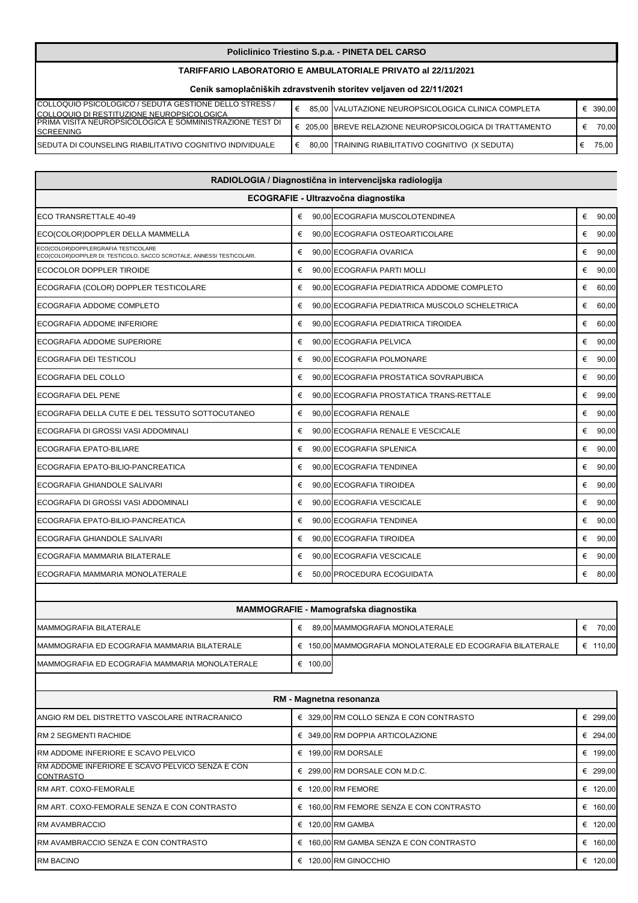**Policlinico Triestino S.p.a. - PINETA DEL CARSO**

**TARIFFARIO LABORATORIO E AMBULATORIALE PRIVATO al 22/11/2021**

**Cenik samoplačniških zdravstvenih storitev veljaven od 22/11/2021**

| | | | |
|---|---|---|---|
| COLLOQUIO PSICOLOGICO / SEDUTA GESTIONE DELLO STRESS / COLLOQUIO DI RESTITUZIONE NEUROPSICOLOGICA | € 85,00 | VALUTAZIONE NEUROPSICOLOGICA CLINICA COMPLETA | € 390,00 |
| PRIMA VISITA NEUROPSICOLOGICA E SOMMINISTRAZIONE TEST DI SCREENING | € 205,00 | BREVE RELAZIONE NEUROPSICOLOGICA DI TRATTAMENTO | € 70,00 |
| SEDUTA DI COUNSELING RIABILITATIVO COGNITIVO INDIVIDUALE | € 80,00 | TRAINING RIABILITATIVO COGNITIVO (X SEDUTA) | € 75,00 |

**RADIOLOGIA / Diagnostična in intervencijska radiologija**

**ECOGRAFIE - Ultrazvočna diagnostika**

| | | | |
|---|---|---|---|
| ECO TRANSRETTALE 40-49 | € 90,00 | ECOGRAFIA MUSCOLOTENDINEA | € 90,00 |
| ECO(COLOR)DOPPLER DELLA MAMMELLA | € 90,00 | ECOGRAFIA OSTEOARTICOLARE | € 90,00 |
| ECO(COLOR)DOPPLERGRAFIA TESTICOLARE ECO(COLOR)DOPPLER DI: TESTICOLO, SACCO SCROTALE, ANNESSI TESTICOLARI. | € 90,00 | ECOGRAFIA OVARICA | € 90,00 |
| ECOCOLOR DOPPLER TIROIDE | € 90,00 | ECOGRAFIA PARTI MOLLI | € 90,00 |
| ECOGRAFIA (COLOR) DOPPLER TESTICOLARE | € 90,00 | ECOGRAFIA PEDIATRICA ADDOME COMPLETO | € 60,00 |
| ECOGRAFIA ADDOME COMPLETO | € 90,00 | ECOGRAFIA PEDIATRICA MUSCOLO SCHELETRICA | € 60,00 |
| ECOGRAFIA ADDOME INFERIORE | € 90,00 | ECOGRAFIA PEDIATRICA TIROIDEA | € 60,00 |
| ECOGRAFIA ADDOME SUPERIORE | € 90,00 | ECOGRAFIA PELVICA | € 90,00 |
| ECOGRAFIA DEI TESTICOLI | € 90,00 | ECOGRAFIA POLMONARE | € 90,00 |
| ECOGRAFIA DEL COLLO | € 90,00 | ECOGRAFIA PROSTATICA SOVRAPUBICA | € 90,00 |
| ECOGRAFIA DEL PENE | € 90,00 | ECOGRAFIA PROSTATICA TRANS-RETTALE | € 99,00 |
| ECOGRAFIA DELLA CUTE E DEL TESSUTO SOTTOCUTANEO | € 90,00 | ECOGRAFIA RENALE | € 90,00 |
| ECOGRAFIA DI GROSSI VASI ADDOMINALI | € 90,00 | ECOGRAFIA RENALE E VESCICALE | € 90,00 |
| ECOGRAFIA EPATO-BILIARE | € 90,00 | ECOGRAFIA SPLENICA | € 90,00 |
| ECOGRAFIA EPATO-BILIO-PANCREATICA | € 90,00 | ECOGRAFIA TENDINEA | € 90,00 |
| ECOGRAFIA GHIANDOLE SALIVARI | € 90,00 | ECOGRAFIA TIROIDEA | € 90,00 |
| ECOGRAFIA DI GROSSI VASI ADDOMINALI | € 90,00 | ECOGRAFIA VESCICALE | € 90,00 |
| ECOGRAFIA EPATO-BILIO-PANCREATICA | € 90,00 | ECOGRAFIA TENDINEA | € 90,00 |
| ECOGRAFIA GHIANDOLE SALIVARI | € 90,00 | ECOGRAFIA TIROIDEA | € 90,00 |
| ECOGRAFIA MAMMARIA BILATERALE | € 90,00 | ECOGRAFIA VESCICALE | € 90,00 |
| ECOGRAFIA MAMMARIA MONOLATERALE | € 50,00 | PROCEDURA ECOGUIDATA | € 80,00 |

**MAMMOGRAFIE - Mamografska diagnostika**

| | | | |
|---|---|---|---|
| MAMMOGRAFIA BILATERALE | € 89,00 | MAMMOGRAFIA MONOLATERALE | € 70,00 |
| MAMMOGRAFIA ED ECOGRAFIA MAMMARIA BILATERALE | € 150,00 | MAMMOGRAFIA MONOLATERALE ED ECOGRAFIA BILATERALE | € 110,00 |
| MAMMOGRAFIA ED ECOGRAFIA MAMMARIA MONOLATERALE | € 100,00 | | |

**RM - Magnetna resonanza**

| | | | |
|---|---|---|---|
| ANGIO RM DEL DISTRETTO VASCOLARE INTRACRANICO | € 329,00 | RM COLLO SENZA E CON CONTRASTO | € 299,00 |
| RM 2 SEGMENTI RACHIDE | € 349,00 | RM DOPPIA ARTICOLAZIONE | € 294,00 |
| RM ADDOME INFERIORE E SCAVO PELVICO | € 199,00 | RM DORSALE | € 199,00 |
| RM ADDOME INFERIORE E SCAVO PELVICO SENZA E CON CONTRASTO | € 299,00 | RM DORSALE CON M.D.C. | € 299,00 |
| RM ART. COXO-FEMORALE | € 120,00 | RM FEMORE | € 120,00 |
| RM ART. COXO-FEMORALE SENZA E CON CONTRASTO | € 160,00 | RM FEMORE SENZA E CON CONTRASTO | € 160,00 |
| RM AVAMBRACCIO | € 120,00 | RM GAMBA | € 120,00 |
| RM AVAMBRACCIO SENZA E CON CONTRASTO | € 160,00 | RM GAMBA SENZA E CON CONTRASTO | € 160,00 |
| RM BACINO | € 120,00 | RM GINOCCHIO | € 120,00 |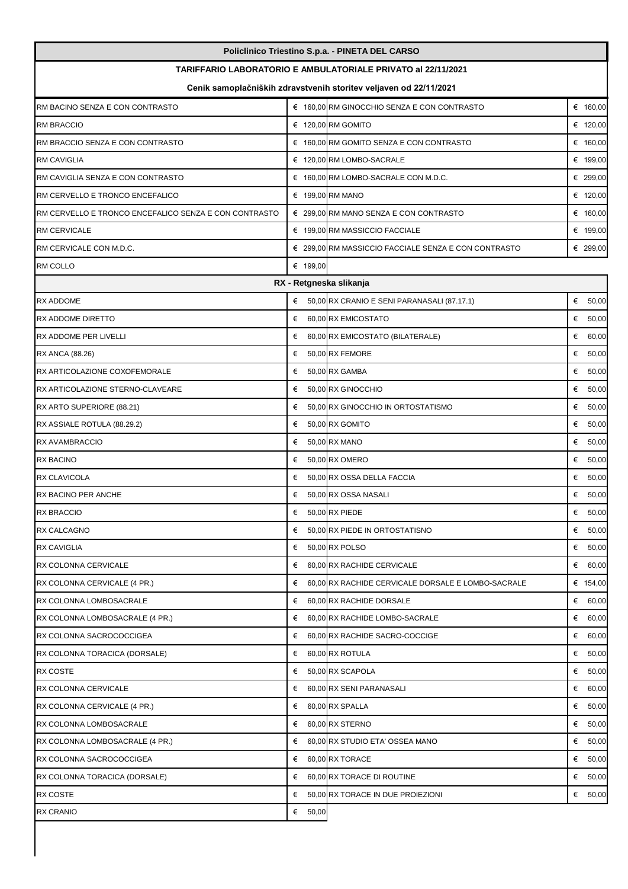| Policlinico Triestino S.p.a. - PINETA DEL CARSO | | | |
|---|---|---|---|
| **TARIFFARIO LABORATORIO E AMBULATORIALE PRIVATO al 22/11/2021** | | | |
| **Cenik samoplačniških zdravstvenih storitev veljaven od 22/11/2021** | | | |
| RM BACINO SENZA E CON CONTRASTO | € 160,00 | RM GINOCCHIO SENZA E CON CONTRASTO | € 160,00 |
| RM BRACCIO | € 120,00 | RM GOMITO | € 120,00 |
| RM BRACCIO SENZA E CON CONTRASTO | € 160,00 | RM GOMITO SENZA E CON CONTRASTO | € 160,00 |
| RM CAVIGLIA | € 120,00 | RM LOMBO-SACRALE | € 199,00 |
| RM CAVIGLIA SENZA E CON CONTRASTO | € 160,00 | RM LOMBO-SACRALE CON M.D.C. | € 299,00 |
| RM CERVELLO E TRONCO ENCEFALICO | € 199,00 | RM MANO | € 120,00 |
| RM CERVELLO E TRONCO ENCEFALICO SENZA E CON CONTRASTO | € 299,00 | RM MANO SENZA E CON CONTRASTO | € 160,00 |
| RM CERVICALE | € 199,00 | RM MASSICCIO FACCIALE | € 199,00 |
| RM CERVICALE CON M.D.C. | € 299,00 | RM MASSICCIO FACCIALE SENZA E CON CONTRASTO | € 299,00 |
| RM COLLO | € 199,00 | | |
| **RX - Retgneska slikanja** | | | |
| RX ADDOME | € 50,00 | RX CRANIO E SENI PARANASALI (87.17.1) | € 50,00 |
| RX ADDOME DIRETTO | € 60,00 | RX EMICOSTATO | € 50,00 |
| RX ADDOME PER LIVELLI | € 60,00 | RX EMICOSTATO (BILATERALE) | € 60,00 |
| RX ANCA (88.26) | € 50,00 | RX FEMORE | € 50,00 |
| RX ARTICOLAZIONE COXOFEMORALE | € 50,00 | RX GAMBA | € 50,00 |
| RX ARTICOLAZIONE STERNO-CLAVEARE | € 50,00 | RX GINOCCHIO | € 50,00 |
| RX ARTO SUPERIORE (88.21) | € 50,00 | RX GINOCCHIO IN ORTOSTATISMO | € 50,00 |
| RX ASSIALE ROTULA (88.29.2) | € 50,00 | RX GOMITO | € 50,00 |
| RX AVAMBRACCIO | € 50,00 | RX MANO | € 50,00 |
| RX BACINO | € 50,00 | RX OMERO | € 50,00 |
| RX CLAVICOLA | € 50,00 | RX OSSA DELLA FACCIA | € 50,00 |
| RX BACINO PER ANCHE | € 50,00 | RX OSSA NASALI | € 50,00 |
| RX BRACCIO | € 50,00 | RX PIEDE | € 50,00 |
| RX CALCAGNO | € 50,00 | RX PIEDE IN ORTOSTATISNO | € 50,00 |
| RX CAVIGLIA | € 50,00 | RX POLSO | € 50,00 |
| RX COLONNA CERVICALE | € 60,00 | RX RACHIDE CERVICALE | € 60,00 |
| RX COLONNA CERVICALE (4 PR.) | € 60,00 | RX RACHIDE CERVICALE DORSALE E LOMBO-SACRALE | € 154,00 |
| RX COLONNA LOMBOSACRALE | € 60,00 | RX RACHIDE DORSALE | € 60,00 |
| RX COLONNA LOMBOSACRALE (4 PR.) | € 60,00 | RX RACHIDE LOMBO-SACRALE | € 60,00 |
| RX COLONNA SACROCOCCIGEA | € 60,00 | RX RACHIDE SACRO-COCCIGE | € 60,00 |
| RX COLONNA TORACICA (DORSALE) | € 60,00 | RX ROTULA | € 50,00 |
| RX COSTE | € 50,00 | RX SCAPOLA | € 50,00 |
| RX COLONNA CERVICALE | € 60,00 | RX SENI PARANASALI | € 60,00 |
| RX COLONNA CERVICALE (4 PR.) | € 60,00 | RX SPALLA | € 50,00 |
| RX COLONNA LOMBOSACRALE | € 60,00 | RX STERNO | € 50,00 |
| RX COLONNA LOMBOSACRALE (4 PR.) | € 60,00 | RX STUDIO ETA' OSSEA MANO | € 50,00 |
| RX COLONNA SACROCOCCIGEA | € 60,00 | RX TORACE | € 50,00 |
| RX COLONNA TORACICA (DORSALE) | € 60,00 | RX TORACE DI ROUTINE | € 50,00 |
| RX COSTE | € 50,00 | RX TORACE IN DUE PROIEZIONI | € 50,00 |
| RX CRANIO | € 50,00 | | |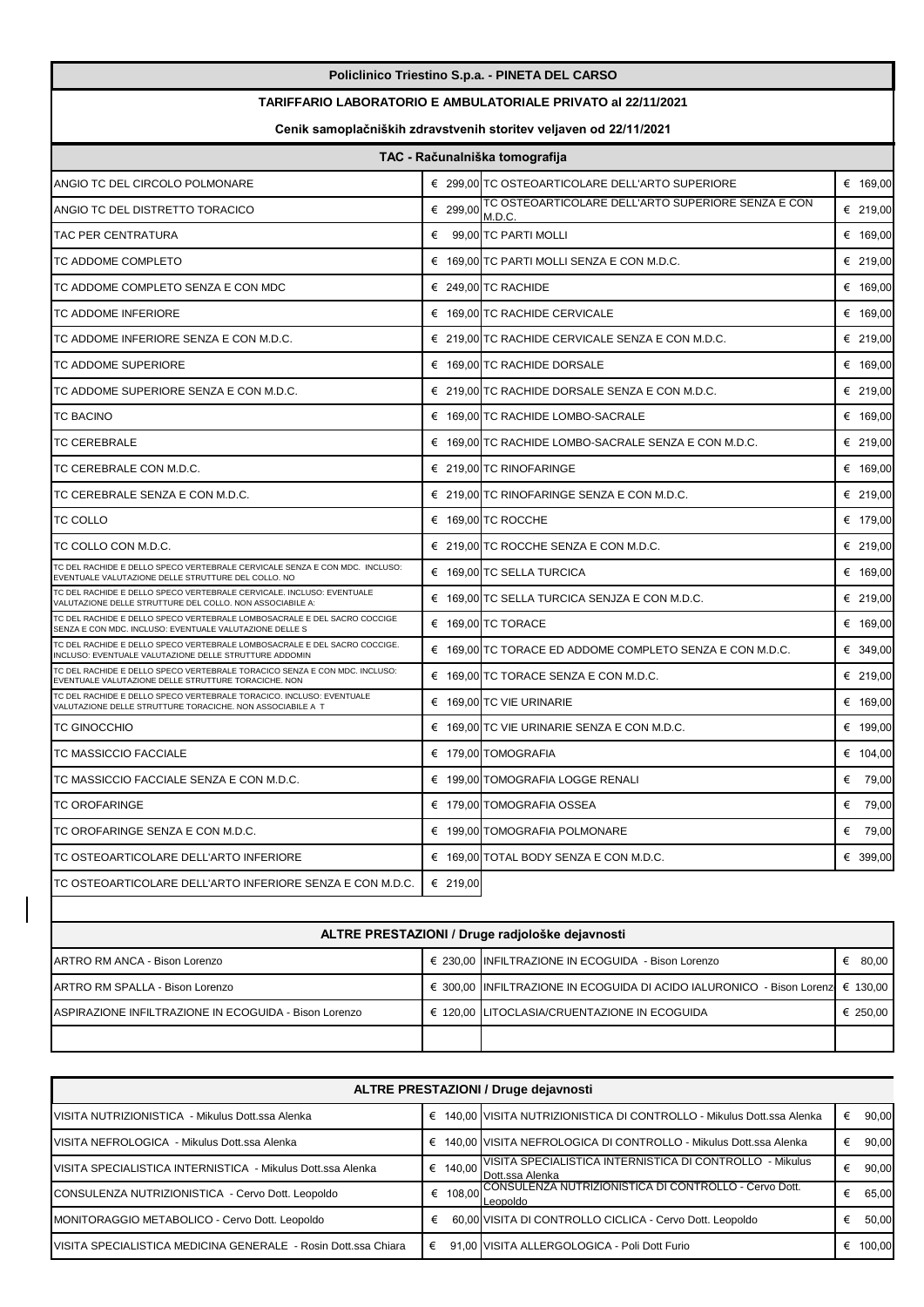**Policlinico Triestino S.p.a. - PINETA DEL CARSO**

**TARIFFARIO LABORATORIO E AMBULATORIALE PRIVATO al 22/11/2021**

**Cenik samoplačniških zdravstvenih storitev veljaven od 22/11/2021**

| TAC - Računalniška tomografija | | | |
|---|---|---|---|
| ANGIO TC DEL CIRCOLO POLMONARE | € 299,00 | TC OSTEOARTICOLARE DELL'ARTO SUPERIORE | € 169,00 |
| ANGIO TC DEL DISTRETTO TORACICO | € 299,00 | TC OSTEOARTICOLARE DELL'ARTO SUPERIORE SENZA E CON M.D.C. | € 219,00 |
| TAC PER CENTRATURA | € 99,00 | TC PARTI MOLLI | € 169,00 |
| TC ADDOME COMPLETO | € 169,00 | TC PARTI MOLLI SENZA E CON M.D.C. | € 219,00 |
| TC ADDOME COMPLETO SENZA E CON MDC | € 249,00 | TC RACHIDE | € 169,00 |
| TC ADDOME INFERIORE | € 169,00 | TC RACHIDE CERVICALE | € 169,00 |
| TC ADDOME INFERIORE SENZA E CON M.D.C. | € 219,00 | TC RACHIDE CERVICALE SENZA E CON M.D.C. | € 219,00 |
| TC ADDOME SUPERIORE | € 169,00 | TC RACHIDE DORSALE | € 169,00 |
| TC ADDOME SUPERIORE SENZA E CON M.D.C. | € 219,00 | TC RACHIDE DORSALE SENZA E CON M.D.C. | € 219,00 |
| TC BACINO | € 169,00 | TC RACHIDE LOMBO-SACRALE | € 169,00 |
| TC CEREBRALE | € 169,00 | TC RACHIDE LOMBO-SACRALE SENZA E CON M.D.C. | € 219,00 |
| TC CEREBRALE CON M.D.C. | € 219,00 | TC RINOFARINGE | € 169,00 |
| TC CEREBRALE SENZA E CON M.D.C. | € 219,00 | TC RINOFARINGE SENZA E CON M.D.C. | € 219,00 |
| TC COLLO | € 169,00 | TC ROCCHE | € 179,00 |
| TC COLLO CON M.D.C. | € 219,00 | TC ROCCHE SENZA E CON M.D.C. | € 219,00 |
| TC DEL RACHIDE E DELLO SPECO VERTEBRALE CERVICALE SENZA E CON MDC. INCLUSO: EVENTUALE VALUTAZIONE DELLE STRUTTURE DEL COLLO. NO | € 169,00 | TC SELLA TURCICA | € 169,00 |
| TC DEL RACHIDE E DELLO SPECO VERTEBRALE CERVICALE. INCLUSO: EVENTUALE VALUTAZIONE DELLE STRUTTURE DEL COLLO. NON ASSOCIABILE A: | € 169,00 | TC SELLA TURCICA SENJZA E CON M.D.C. | € 219,00 |
| TC DEL RACHIDE E DELLO SPECO VERTEBRALE LOMBOSACRALE E DEL SACRO COCCIGE SENZA E CON MDC. INCLUSO: EVENTUALE VALUTAZIONE DELLE S | € 169,00 | TC TORACE | € 169,00 |
| TC DEL RACHIDE E DELLO SPECO VERTEBRALE LOMBOSACRALE E DEL SACRO COCCIGE. INCLUSO: EVENTUALE VALUTAZIONE DELLE STRUTTURE ADDOMIN | € 169,00 | TC TORACE ED ADDOME COMPLETO SENZA E CON M.D.C. | € 349,00 |
| TC DEL RACHIDE E DELLO SPECO VERTEBRALE TORACICO SENZA E CON MDC. INCLUSO: EVENTUALE VALUTAZIONE DELLE STRUTTURE TORACICHE. NON | € 169,00 | TC TORACE SENZA E CON M.D.C. | € 219,00 |
| TC DEL RACHIDE E DELLO SPECO VERTEBRALE TORACICO. INCLUSO: EVENTUALE VALUTAZIONE DELLE STRUTTURE TORACICHE. NON ASSOCIABILE A T | € 169,00 | TC VIE URINARIE | € 169,00 |
| TC GINOCCHIO | € 169,00 | TC VIE URINARIE SENZA E CON M.D.C. | € 199,00 |
| TC MASSICCIO FACCIALE | € 179,00 | TOMOGRAFIA | € 104,00 |
| TC MASSICCIO FACCIALE SENZA E CON M.D.C. | € 199,00 | TOMOGRAFIA LOGGE RENALI | € 79,00 |
| TC OROFARINGE | € 179,00 | TOMOGRAFIA OSSEA | € 79,00 |
| TC OROFARINGE SENZA E CON M.D.C. | € 199,00 | TOMOGRAFIA POLMONARE | € 79,00 |
| TC OSTEOARTICOLARE DELL'ARTO INFERIORE | € 169,00 | TOTAL BODY SENZA E CON M.D.C. | € 399,00 |
| TC OSTEOARTICOLARE DELL'ARTO INFERIORE SENZA E CON M.D.C. | € 219,00 | | |

| ALTRE PRESTAZIONI / Druge radjološke dejavnosti | | | |
|---|---|---|---|
| ARTRO RM ANCA - Bison Lorenzo | € 230,00 | INFILTRAZIONE IN ECOGUIDA - Bison Lorenzo | € 80,00 |
| ARTRO RM SPALLA - Bison Lorenzo | € 300,00 | INFILTRAZIONE IN ECOGUIDA DI ACIDO IALURONICO - Bison Lorenzo | € 130,00 |
| ASPIRAZIONE INFILTRAZIONE IN ECOGUIDA - Bison Lorenzo | € 120,00 | LITOCLASIA/CRUENTAZIONE IN ECOGUIDA | € 250,00 |
| | | | |

| ALTRE PRESTAZIONI / Druge dejavnosti | | | |
|---|---|---|---|
| VISITA NUTRIZIONISTICA - Mikulus Dott.ssa Alenka | € 140,00 | VISITA NUTRIZIONISTICA DI CONTROLLO - Mikulus Dott.ssa Alenka | € 90,00 |
| VISITA NEFROLOGICA - Mikulus Dott.ssa Alenka | € 140,00 | VISITA NEFROLOGICA DI CONTROLLO - Mikulus Dott.ssa Alenka | € 90,00 |
| VISITA SPECIALISTICA INTERNISTICA - Mikulus Dott.ssa Alenka | € 140,00 | VISITA SPECIALISTICA INTERNISTICA DI CONTROLLO - Mikulus Dott.ssa Alenka | € 90,00 |
| CONSULENZA NUTRIZIONISTICA - Cervo Dott. Leopoldo | € 108,00 | CONSULENZA NUTRIZIONISTICA DI CONTROLLO - Cervo Dott. Leopoldo | € 65,00 |
| MONITORAGGIO METABOLICO - Cervo Dott. Leopoldo | € 60,00 | VISITA DI CONTROLLO CICLICA - Cervo Dott. Leopoldo | € 50,00 |
| VISITA SPECIALISTICA MEDICINA GENERALE - Rosin Dott.ssa Chiara | € 91,00 | VISITA ALLERGOLOGICA - Poli Dott Furio | € 100,00 |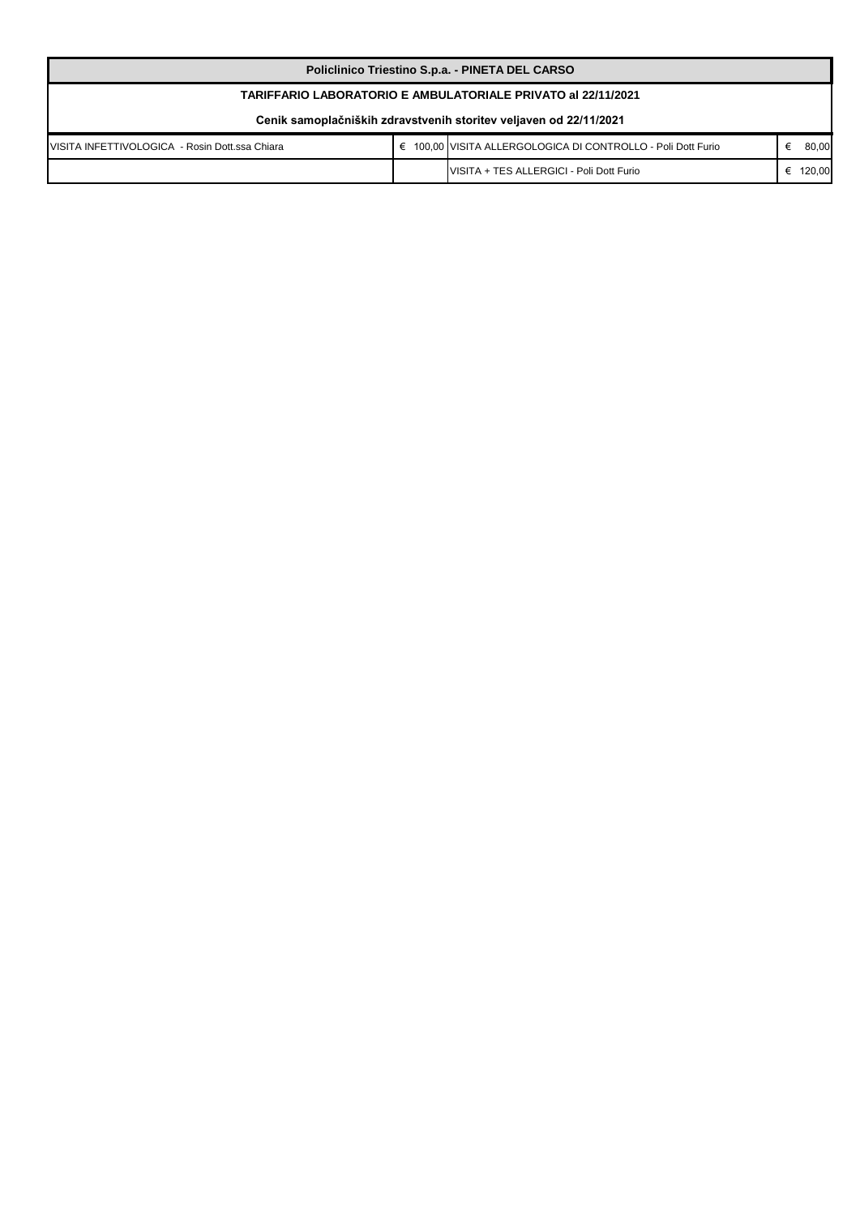**Policlinico Triestino S.p.a. - PINETA DEL CARSO**

**TARIFFARIO LABORATORIO E AMBULATORIALE PRIVATO al 22/11/2021**

**Cenik samoplačniških zdravstvenih storitev veljaven od 22/11/2021**

| | | | |
|---|---|---|---|
| VISITA INFETTIVOLOGICA - Rosin Dott.ssa Chiara | € 100,00 | VISITA ALLERGOLOGICA DI CONTROLLO - Poli Dott Furio | € 80,00 |
| | | VISITA + TES ALLERGICI - Poli Dott Furio | € 120,00 |